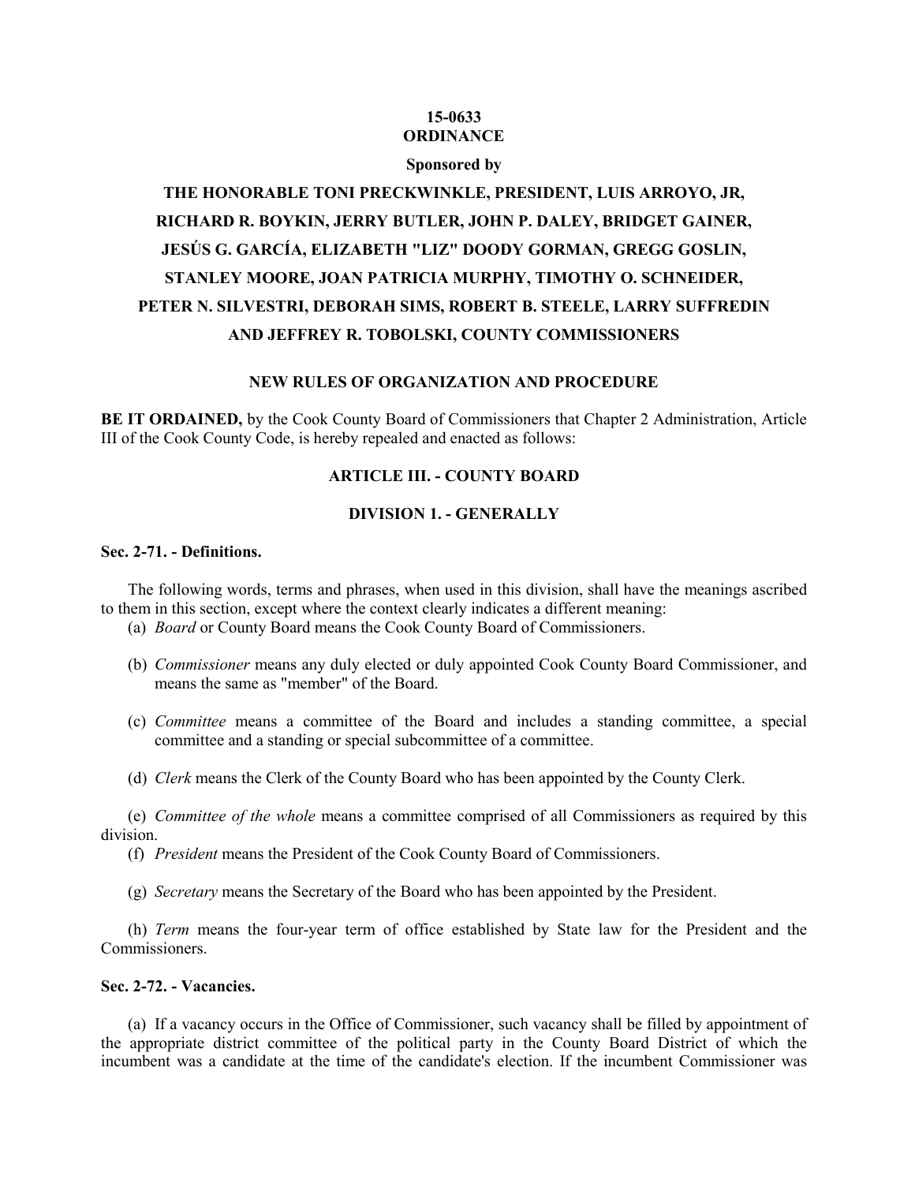**15-0633**
**ORDINANCE**

**Sponsored by**

**THE HONORABLE TONI PRECKWINKLE, PRESIDENT, LUIS ARROYO, JR, RICHARD R. BOYKIN, JERRY BUTLER, JOHN P. DALEY, BRIDGET GAINER, JESÚS G. GARCÍA, ELIZABETH "LIZ" DOODY GORMAN, GREGG GOSLIN, STANLEY MOORE, JOAN PATRICIA MURPHY, TIMOTHY O. SCHNEIDER, PETER N. SILVESTRI, DEBORAH SIMS, ROBERT B. STEELE, LARRY SUFFREDIN AND JEFFREY R. TOBOLSKI, COUNTY COMMISSIONERS**

## NEW RULES OF ORGANIZATION AND PROCEDURE

**BE IT ORDAINED,** by the Cook County Board of Commissioners that Chapter 2 Administration, Article III of the Cook County Code, is hereby repealed and enacted as follows:

## ARTICLE III. - COUNTY BOARD

## DIVISION 1. - GENERALLY

### Sec. 2-71. - Definitions.

The following words, terms and phrases, when used in this division, shall have the meanings ascribed to them in this section, except where the context clearly indicates a different meaning:

(a) *Board* or County Board means the Cook County Board of Commissioners.

(b) *Commissioner* means any duly elected or duly appointed Cook County Board Commissioner, and means the same as "member" of the Board.

(c) *Committee* means a committee of the Board and includes a standing committee, a special committee and a standing or special subcommittee of a committee.

(d) *Clerk* means the Clerk of the County Board who has been appointed by the County Clerk.

(e) *Committee of the whole* means a committee comprised of all Commissioners as required by this division.

(f) *President* means the President of the Cook County Board of Commissioners.

(g) *Secretary* means the Secretary of the Board who has been appointed by the President.

(h) *Term* means the four-year term of office established by State law for the President and the Commissioners.

### Sec. 2-72. - Vacancies.

(a) If a vacancy occurs in the Office of Commissioner, such vacancy shall be filled by appointment of the appropriate district committee of the political party in the County Board District of which the incumbent was a candidate at the time of the candidate's election. If the incumbent Commissioner was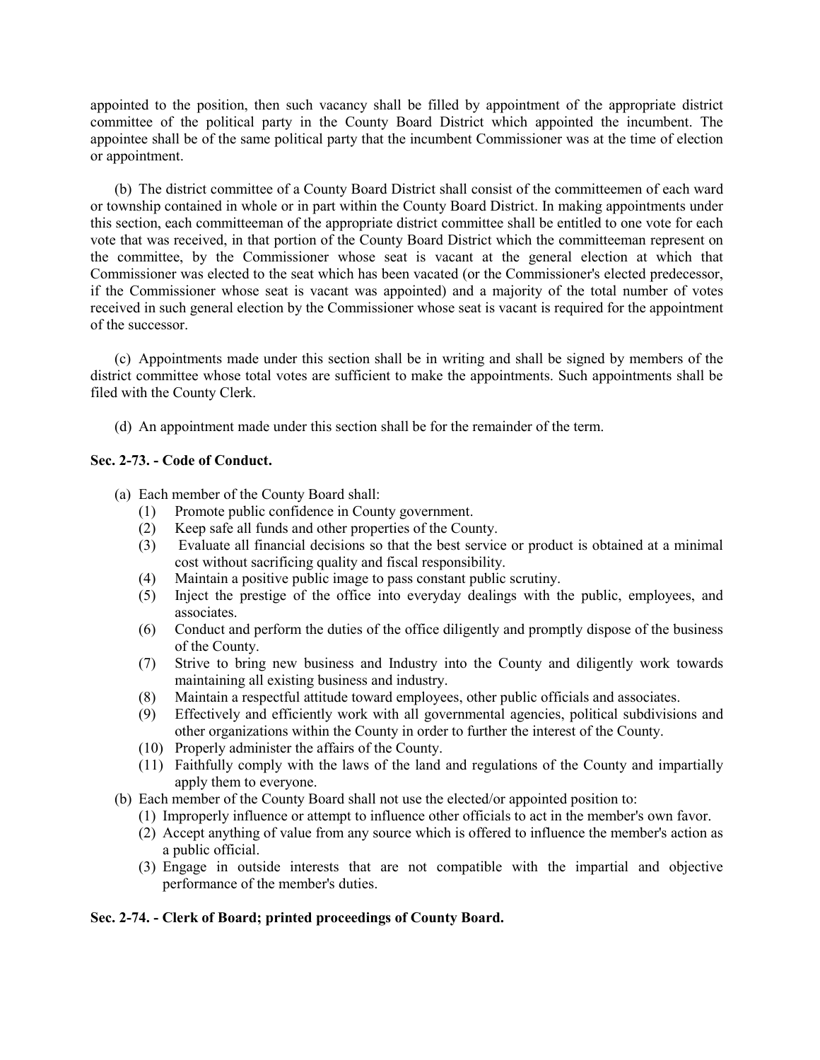appointed to the position, then such vacancy shall be filled by appointment of the appropriate district committee of the political party in the County Board District which appointed the incumbent. The appointee shall be of the same political party that the incumbent Commissioner was at the time of election or appointment.

(b) The district committee of a County Board District shall consist of the committeemen of each ward or township contained in whole or in part within the County Board District. In making appointments under this section, each committeeman of the appropriate district committee shall be entitled to one vote for each vote that was received, in that portion of the County Board District which the committeeman represent on the committee, by the Commissioner whose seat is vacant at the general election at which that Commissioner was elected to the seat which has been vacated (or the Commissioner's elected predecessor, if the Commissioner whose seat is vacant was appointed) and a majority of the total number of votes received in such general election by the Commissioner whose seat is vacant is required for the appointment of the successor.

(c) Appointments made under this section shall be in writing and shall be signed by members of the district committee whose total votes are sufficient to make the appointments. Such appointments shall be filed with the County Clerk.

(d) An appointment made under this section shall be for the remainder of the term.

**Sec. 2-73. - Code of Conduct.**

(a) Each member of the County Board shall:
  (1) Promote public confidence in County government.
  (2) Keep safe all funds and other properties of the County.
  (3) Evaluate all financial decisions so that the best service or product is obtained at a minimal cost without sacrificing quality and fiscal responsibility.
  (4) Maintain a positive public image to pass constant public scrutiny.
  (5) Inject the prestige of the office into everyday dealings with the public, employees, and associates.
  (6) Conduct and perform the duties of the office diligently and promptly dispose of the business of the County.
  (7) Strive to bring new business and Industry into the County and diligently work towards maintaining all existing business and industry.
  (8) Maintain a respectful attitude toward employees, other public officials and associates.
  (9) Effectively and efficiently work with all governmental agencies, political subdivisions and other organizations within the County in order to further the interest of the County.
  (10) Properly administer the affairs of the County.
  (11) Faithfully comply with the laws of the land and regulations of the County and impartially apply them to everyone.

(b) Each member of the County Board shall not use the elected/or appointed position to:
  (1) Improperly influence or attempt to influence other officials to act in the member's own favor.
  (2) Accept anything of value from any source which is offered to influence the member's action as a public official.
  (3) Engage in outside interests that are not compatible with the impartial and objective performance of the member's duties.

**Sec. 2-74. - Clerk of Board; printed proceedings of County Board.**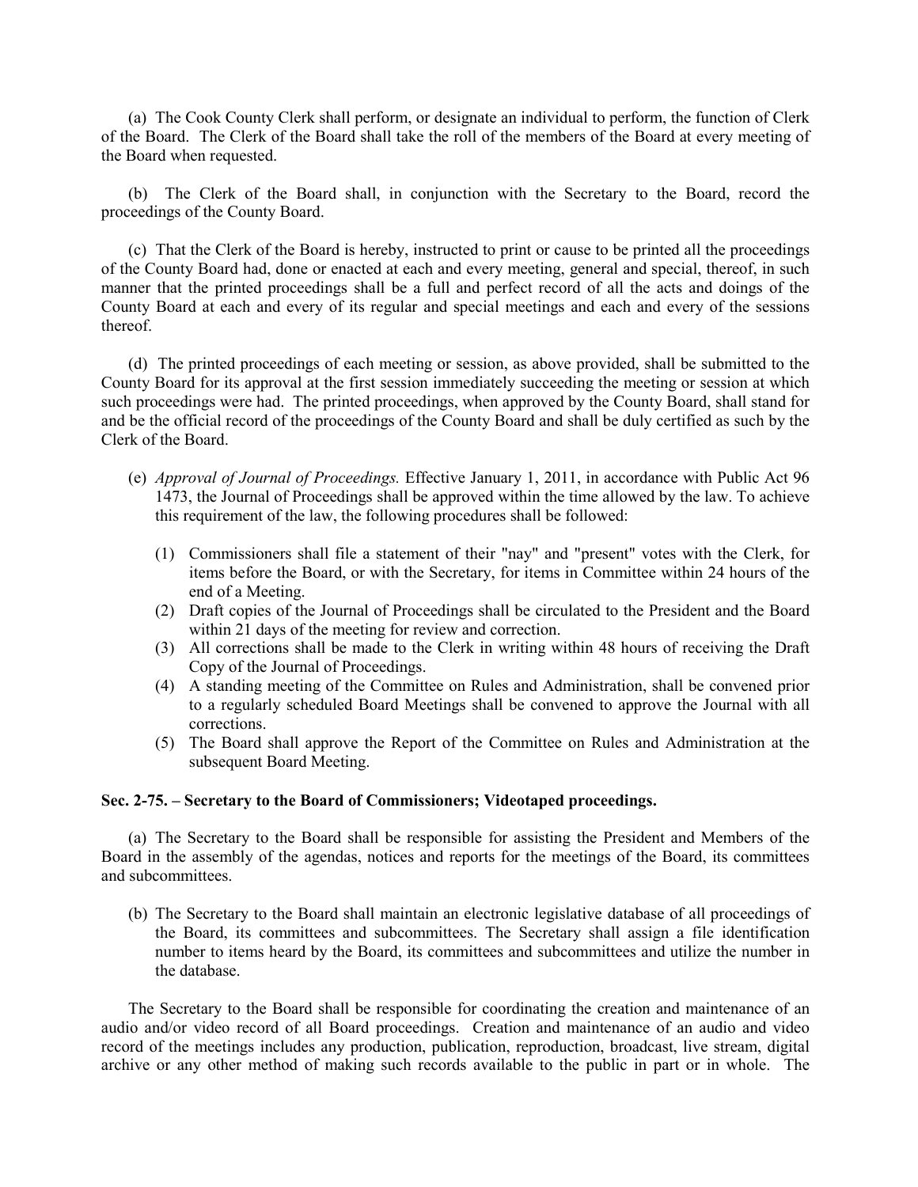(a) The Cook County Clerk shall perform, or designate an individual to perform, the function of Clerk of the Board. The Clerk of the Board shall take the roll of the members of the Board at every meeting of the Board when requested.

(b) The Clerk of the Board shall, in conjunction with the Secretary to the Board, record the proceedings of the County Board.

(c) That the Clerk of the Board is hereby, instructed to print or cause to be printed all the proceedings of the County Board had, done or enacted at each and every meeting, general and special, thereof, in such manner that the printed proceedings shall be a full and perfect record of all the acts and doings of the County Board at each and every of its regular and special meetings and each and every of the sessions thereof.

(d) The printed proceedings of each meeting or session, as above provided, shall be submitted to the County Board for its approval at the first session immediately succeeding the meeting or session at which such proceedings were had. The printed proceedings, when approved by the County Board, shall stand for and be the official record of the proceedings of the County Board and shall be duly certified as such by the Clerk of the Board.

(e) *Approval of Journal of Proceedings.* Effective January 1, 2011, in accordance with Public Act 96 1473, the Journal of Proceedings shall be approved within the time allowed by the law. To achieve this requirement of the law, the following procedures shall be followed:

(1) Commissioners shall file a statement of their "nay" and "present" votes with the Clerk, for items before the Board, or with the Secretary, for items in Committee within 24 hours of the end of a Meeting.
(2) Draft copies of the Journal of Proceedings shall be circulated to the President and the Board within 21 days of the meeting for review and correction.
(3) All corrections shall be made to the Clerk in writing within 48 hours of receiving the Draft Copy of the Journal of Proceedings.
(4) A standing meeting of the Committee on Rules and Administration, shall be convened prior to a regularly scheduled Board Meetings shall be convened to approve the Journal with all corrections.
(5) The Board shall approve the Report of the Committee on Rules and Administration at the subsequent Board Meeting.

**Sec. 2-75. – Secretary to the Board of Commissioners; Videotaped proceedings.**

(a) The Secretary to the Board shall be responsible for assisting the President and Members of the Board in the assembly of the agendas, notices and reports for the meetings of the Board, its committees and subcommittees.

(b) The Secretary to the Board shall maintain an electronic legislative database of all proceedings of the Board, its committees and subcommittees. The Secretary shall assign a file identification number to items heard by the Board, its committees and subcommittees and utilize the number in the database.

The Secretary to the Board shall be responsible for coordinating the creation and maintenance of an audio and/or video record of all Board proceedings. Creation and maintenance of an audio and video record of the meetings includes any production, publication, reproduction, broadcast, live stream, digital archive or any other method of making such records available to the public in part or in whole. The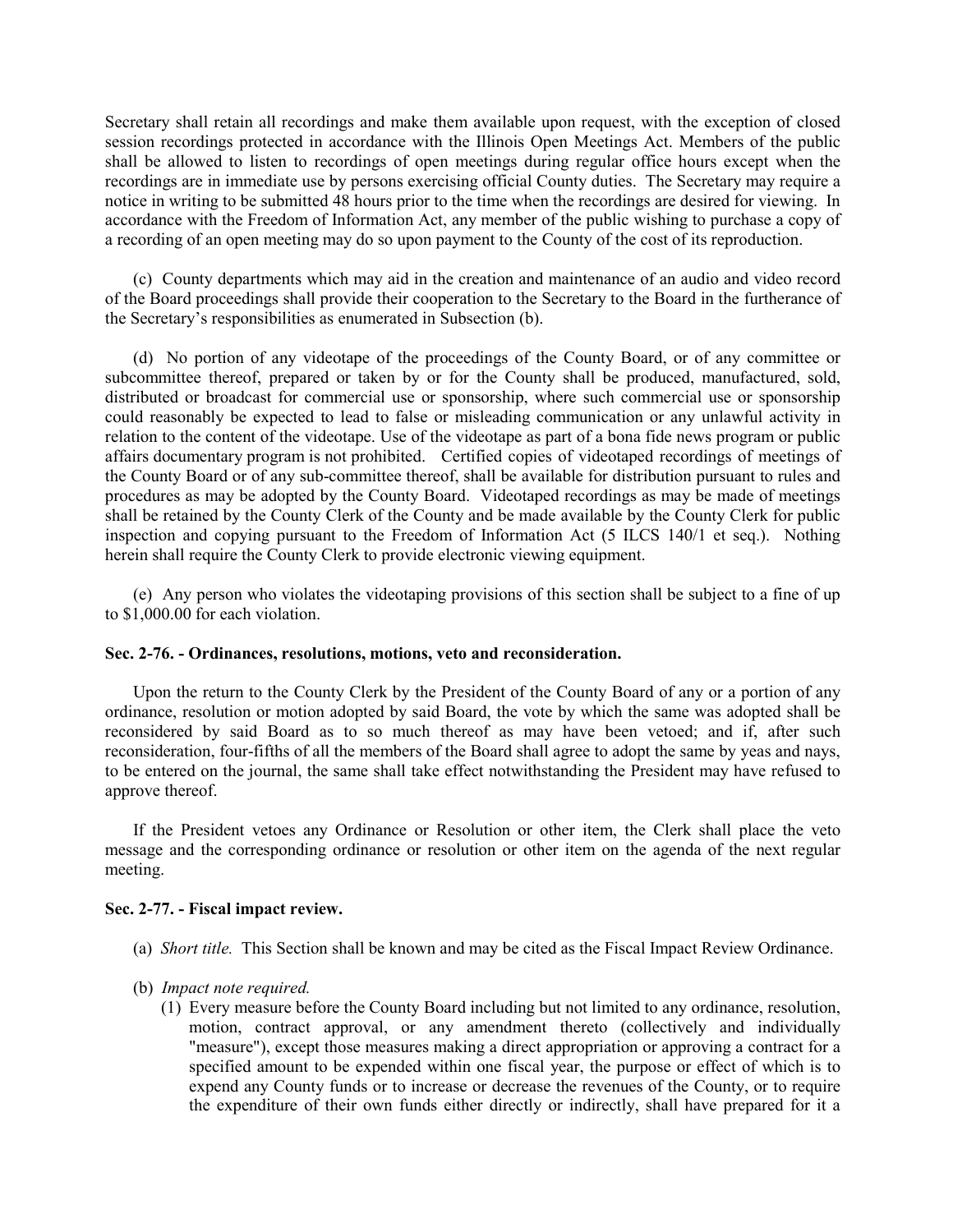Secretary shall retain all recordings and make them available upon request, with the exception of closed session recordings protected in accordance with the Illinois Open Meetings Act. Members of the public shall be allowed to listen to recordings of open meetings during regular office hours except when the recordings are in immediate use by persons exercising official County duties. The Secretary may require a notice in writing to be submitted 48 hours prior to the time when the recordings are desired for viewing. In accordance with the Freedom of Information Act, any member of the public wishing to purchase a copy of a recording of an open meeting may do so upon payment to the County of the cost of its reproduction.

(c) County departments which may aid in the creation and maintenance of an audio and video record of the Board proceedings shall provide their cooperation to the Secretary to the Board in the furtherance of the Secretary's responsibilities as enumerated in Subsection (b).

(d) No portion of any videotape of the proceedings of the County Board, or of any committee or subcommittee thereof, prepared or taken by or for the County shall be produced, manufactured, sold, distributed or broadcast for commercial use or sponsorship, where such commercial use or sponsorship could reasonably be expected to lead to false or misleading communication or any unlawful activity in relation to the content of the videotape. Use of the videotape as part of a bona fide news program or public affairs documentary program is not prohibited. Certified copies of videotaped recordings of meetings of the County Board or of any sub-committee thereof, shall be available for distribution pursuant to rules and procedures as may be adopted by the County Board. Videotaped recordings as may be made of meetings shall be retained by the County Clerk of the County and be made available by the County Clerk for public inspection and copying pursuant to the Freedom of Information Act (5 ILCS 140/1 et seq.). Nothing herein shall require the County Clerk to provide electronic viewing equipment.

(e) Any person who violates the videotaping provisions of this section shall be subject to a fine of up to $1,000.00 for each violation.

**Sec. 2-76. - Ordinances, resolutions, motions, veto and reconsideration.**

Upon the return to the County Clerk by the President of the County Board of any or a portion of any ordinance, resolution or motion adopted by said Board, the vote by which the same was adopted shall be reconsidered by said Board as to so much thereof as may have been vetoed; and if, after such reconsideration, four-fifths of all the members of the Board shall agree to adopt the same by yeas and nays, to be entered on the journal, the same shall take effect notwithstanding the President may have refused to approve thereof.

If the President vetoes any Ordinance or Resolution or other item, the Clerk shall place the veto message and the corresponding ordinance or resolution or other item on the agenda of the next regular meeting.

**Sec. 2-77. - Fiscal impact review.**

(a) *Short title.* This Section shall be known and may be cited as the Fiscal Impact Review Ordinance.

(b) *Impact note required.*

(1) Every measure before the County Board including but not limited to any ordinance, resolution, motion, contract approval, or any amendment thereto (collectively and individually "measure"), except those measures making a direct appropriation or approving a contract for a specified amount to be expended within one fiscal year, the purpose or effect of which is to expend any County funds or to increase or decrease the revenues of the County, or to require the expenditure of their own funds either directly or indirectly, shall have prepared for it a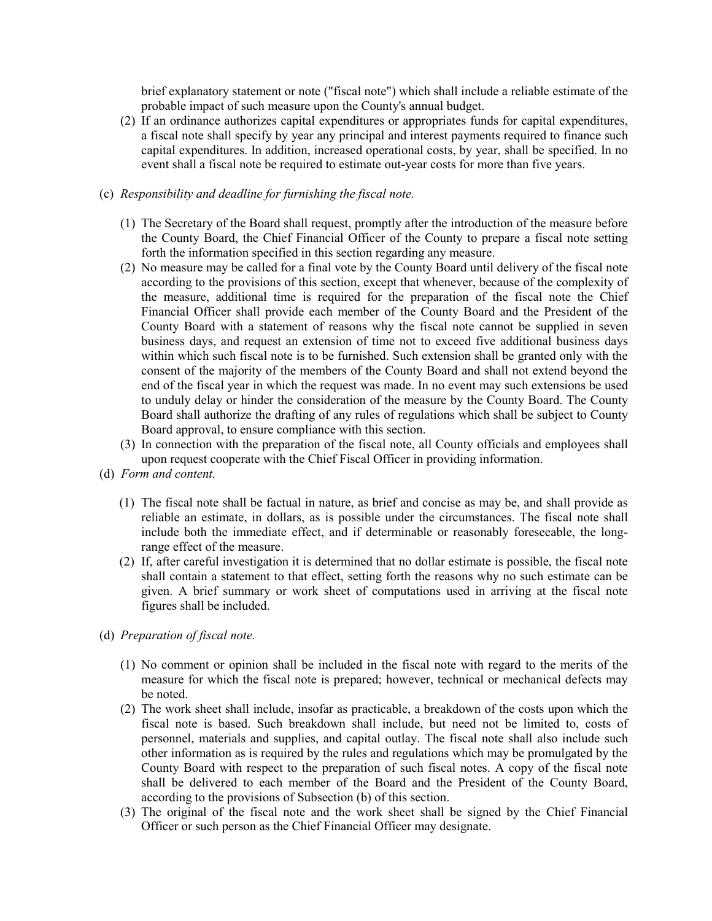brief explanatory statement or note ("fiscal note") which shall include a reliable estimate of the probable impact of such measure upon the County's annual budget.

(2) If an ordinance authorizes capital expenditures or appropriates funds for capital expenditures, a fiscal note shall specify by year any principal and interest payments required to finance such capital expenditures. In addition, increased operational costs, by year, shall be specified. In no event shall a fiscal note be required to estimate out-year costs for more than five years.

(c) *Responsibility and deadline for furnishing the fiscal note.*

(1) The Secretary of the Board shall request, promptly after the introduction of the measure before the County Board, the Chief Financial Officer of the County to prepare a fiscal note setting forth the information specified in this section regarding any measure.

(2) No measure may be called for a final vote by the County Board until delivery of the fiscal note according to the provisions of this section, except that whenever, because of the complexity of the measure, additional time is required for the preparation of the fiscal note the Chief Financial Officer shall provide each member of the County Board and the President of the County Board with a statement of reasons why the fiscal note cannot be supplied in seven business days, and request an extension of time not to exceed five additional business days within which such fiscal note is to be furnished. Such extension shall be granted only with the consent of the majority of the members of the County Board and shall not extend beyond the end of the fiscal year in which the request was made. In no event may such extensions be used to unduly delay or hinder the consideration of the measure by the County Board. The County Board shall authorize the drafting of any rules of regulations which shall be subject to County Board approval, to ensure compliance with this section.

(3) In connection with the preparation of the fiscal note, all County officials and employees shall upon request cooperate with the Chief Fiscal Officer in providing information.

(d) *Form and content.*

(1) The fiscal note shall be factual in nature, as brief and concise as may be, and shall provide as reliable an estimate, in dollars, as is possible under the circumstances. The fiscal note shall include both the immediate effect, and if determinable or reasonably foreseeable, the long-range effect of the measure.

(2) If, after careful investigation it is determined that no dollar estimate is possible, the fiscal note shall contain a statement to that effect, setting forth the reasons why no such estimate can be given. A brief summary or work sheet of computations used in arriving at the fiscal note figures shall be included.

(d) *Preparation of fiscal note.*

(1) No comment or opinion shall be included in the fiscal note with regard to the merits of the measure for which the fiscal note is prepared; however, technical or mechanical defects may be noted.

(2) The work sheet shall include, insofar as practicable, a breakdown of the costs upon which the fiscal note is based. Such breakdown shall include, but need not be limited to, costs of personnel, materials and supplies, and capital outlay. The fiscal note shall also include such other information as is required by the rules and regulations which may be promulgated by the County Board with respect to the preparation of such fiscal notes. A copy of the fiscal note shall be delivered to each member of the Board and the President of the County Board, according to the provisions of Subsection (b) of this section.

(3) The original of the fiscal note and the work sheet shall be signed by the Chief Financial Officer or such person as the Chief Financial Officer may designate.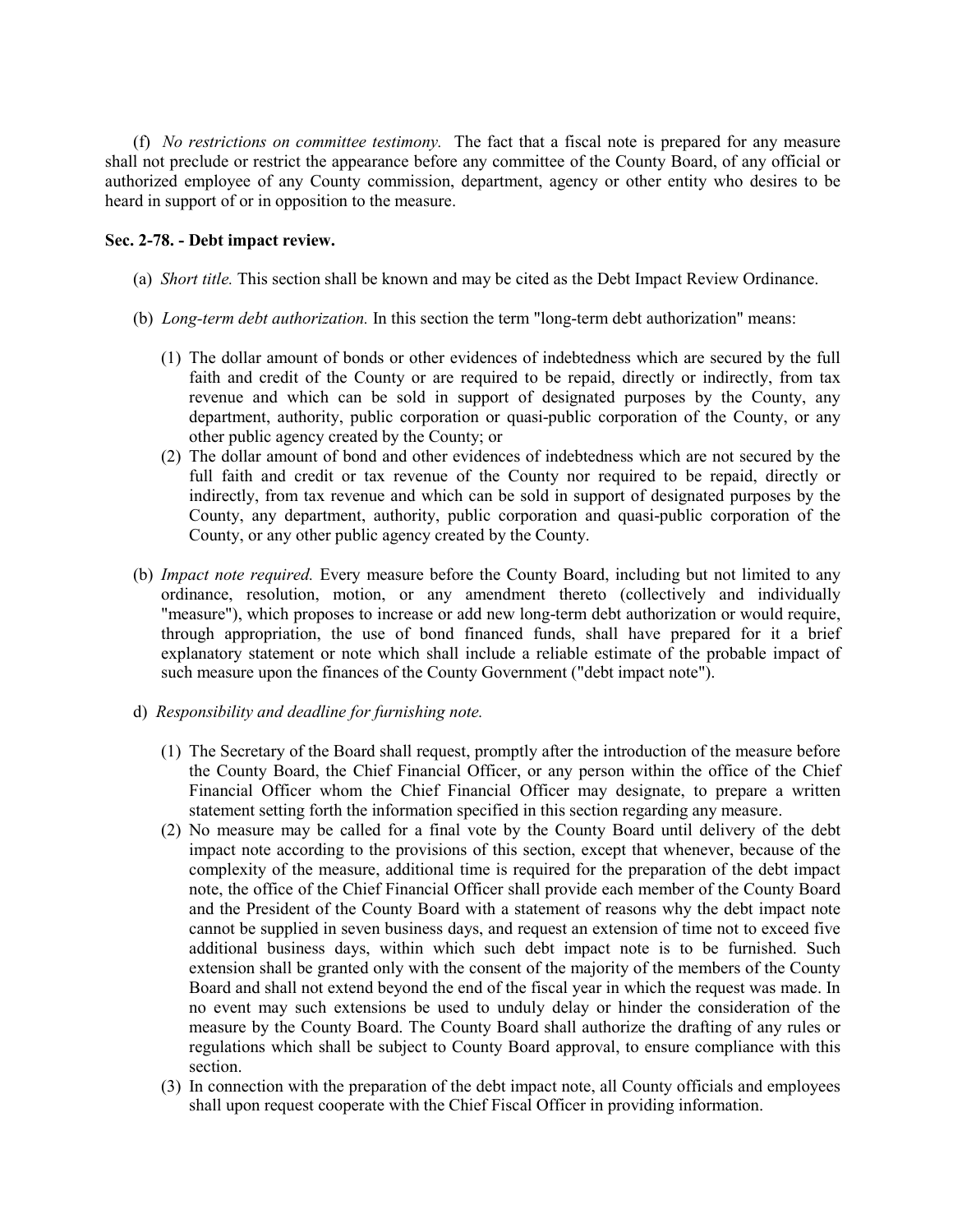(f) *No restrictions on committee testimony.* The fact that a fiscal note is prepared for any measure shall not preclude or restrict the appearance before any committee of the County Board, of any official or authorized employee of any County commission, department, agency or other entity who desires to be heard in support of or in opposition to the measure.

**Sec. 2-78. - Debt impact review.**

(a) *Short title.* This section shall be known and may be cited as the Debt Impact Review Ordinance.

(b) *Long-term debt authorization.* In this section the term "long-term debt authorization" means:

   (1) The dollar amount of bonds or other evidences of indebtedness which are secured by the full faith and credit of the County or are required to be repaid, directly or indirectly, from tax revenue and which can be sold in support of designated purposes by the County, any department, authority, public corporation or quasi-public corporation of the County, or any other public agency created by the County; or
   (2) The dollar amount of bond and other evidences of indebtedness which are not secured by the full faith and credit or tax revenue of the County nor required to be repaid, directly or indirectly, from tax revenue and which can be sold in support of designated purposes by the County, any department, authority, public corporation and quasi-public corporation of the County, or any other public agency created by the County.

(b) *Impact note required.* Every measure before the County Board, including but not limited to any ordinance, resolution, motion, or any amendment thereto (collectively and individually "measure"), which proposes to increase or add new long-term debt authorization or would require, through appropriation, the use of bond financed funds, shall have prepared for it a brief explanatory statement or note which shall include a reliable estimate of the probable impact of such measure upon the finances of the County Government ("debt impact note").

d) *Responsibility and deadline for furnishing note.*

   (1) The Secretary of the Board shall request, promptly after the introduction of the measure before the County Board, the Chief Financial Officer, or any person within the office of the Chief Financial Officer whom the Chief Financial Officer may designate, to prepare a written statement setting forth the information specified in this section regarding any measure.
   (2) No measure may be called for a final vote by the County Board until delivery of the debt impact note according to the provisions of this section, except that whenever, because of the complexity of the measure, additional time is required for the preparation of the debt impact note, the office of the Chief Financial Officer shall provide each member of the County Board and the President of the County Board with a statement of reasons why the debt impact note cannot be supplied in seven business days, and request an extension of time not to exceed five additional business days, within which such debt impact note is to be furnished. Such extension shall be granted only with the consent of the majority of the members of the County Board and shall not extend beyond the end of the fiscal year in which the request was made. In no event may such extensions be used to unduly delay or hinder the consideration of the measure by the County Board. The County Board shall authorize the drafting of any rules or regulations which shall be subject to County Board approval, to ensure compliance with this section.
   (3) In connection with the preparation of the debt impact note, all County officials and employees shall upon request cooperate with the Chief Fiscal Officer in providing information.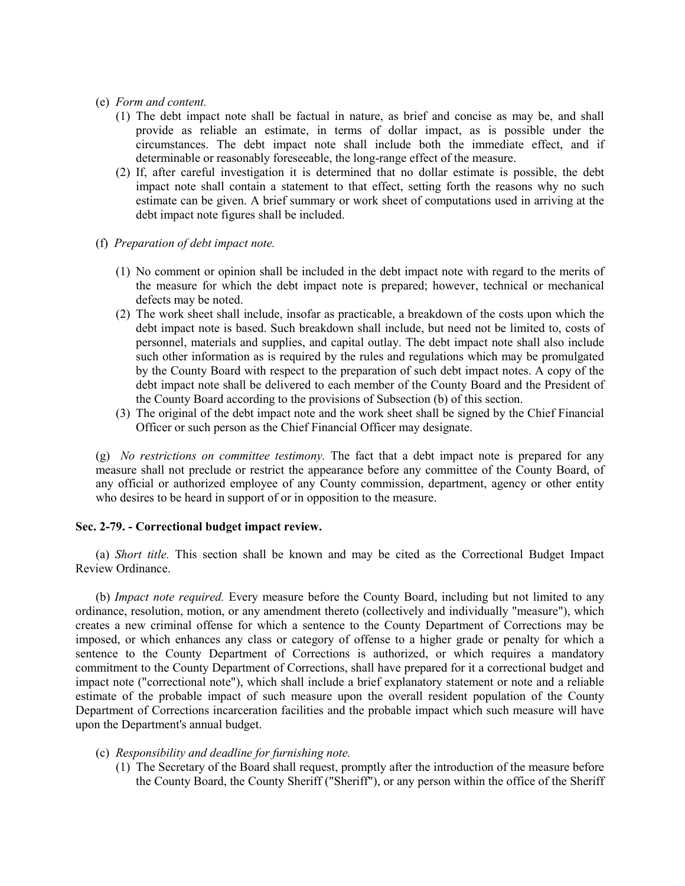(e) *Form and content.*

(1) The debt impact note shall be factual in nature, as brief and concise as may be, and shall provide as reliable an estimate, in terms of dollar impact, as is possible under the circumstances. The debt impact note shall include both the immediate effect, and if determinable or reasonably foreseeable, the long-range effect of the measure.

(2) If, after careful investigation it is determined that no dollar estimate is possible, the debt impact note shall contain a statement to that effect, setting forth the reasons why no such estimate can be given. A brief summary or work sheet of computations used in arriving at the debt impact note figures shall be included.

(f) *Preparation of debt impact note.*

(1) No comment or opinion shall be included in the debt impact note with regard to the merits of the measure for which the debt impact note is prepared; however, technical or mechanical defects may be noted.

(2) The work sheet shall include, insofar as practicable, a breakdown of the costs upon which the debt impact note is based. Such breakdown shall include, but need not be limited to, costs of personnel, materials and supplies, and capital outlay. The debt impact note shall also include such other information as is required by the rules and regulations which may be promulgated by the County Board with respect to the preparation of such debt impact notes. A copy of the debt impact note shall be delivered to each member of the County Board and the President of the County Board according to the provisions of Subsection (b) of this section.

(3) The original of the debt impact note and the work sheet shall be signed by the Chief Financial Officer or such person as the Chief Financial Officer may designate.

(g) *No restrictions on committee testimony.* The fact that a debt impact note is prepared for any measure shall not preclude or restrict the appearance before any committee of the County Board, of any official or authorized employee of any County commission, department, agency or other entity who desires to be heard in support of or in opposition to the measure.

**Sec. 2-79. - Correctional budget impact review.**

(a) *Short title.* This section shall be known and may be cited as the Correctional Budget Impact Review Ordinance.

(b) *Impact note required.* Every measure before the County Board, including but not limited to any ordinance, resolution, motion, or any amendment thereto (collectively and individually "measure"), which creates a new criminal offense for which a sentence to the County Department of Corrections may be imposed, or which enhances any class or category of offense to a higher grade or penalty for which a sentence to the County Department of Corrections is authorized, or which requires a mandatory commitment to the County Department of Corrections, shall have prepared for it a correctional budget and impact note ("correctional note"), which shall include a brief explanatory statement or note and a reliable estimate of the probable impact of such measure upon the overall resident population of the County Department of Corrections incarceration facilities and the probable impact which such measure will have upon the Department's annual budget.

(c) *Responsibility and deadline for furnishing note.*

(1) The Secretary of the Board shall request, promptly after the introduction of the measure before the County Board, the County Sheriff ("Sheriff"), or any person within the office of the Sheriff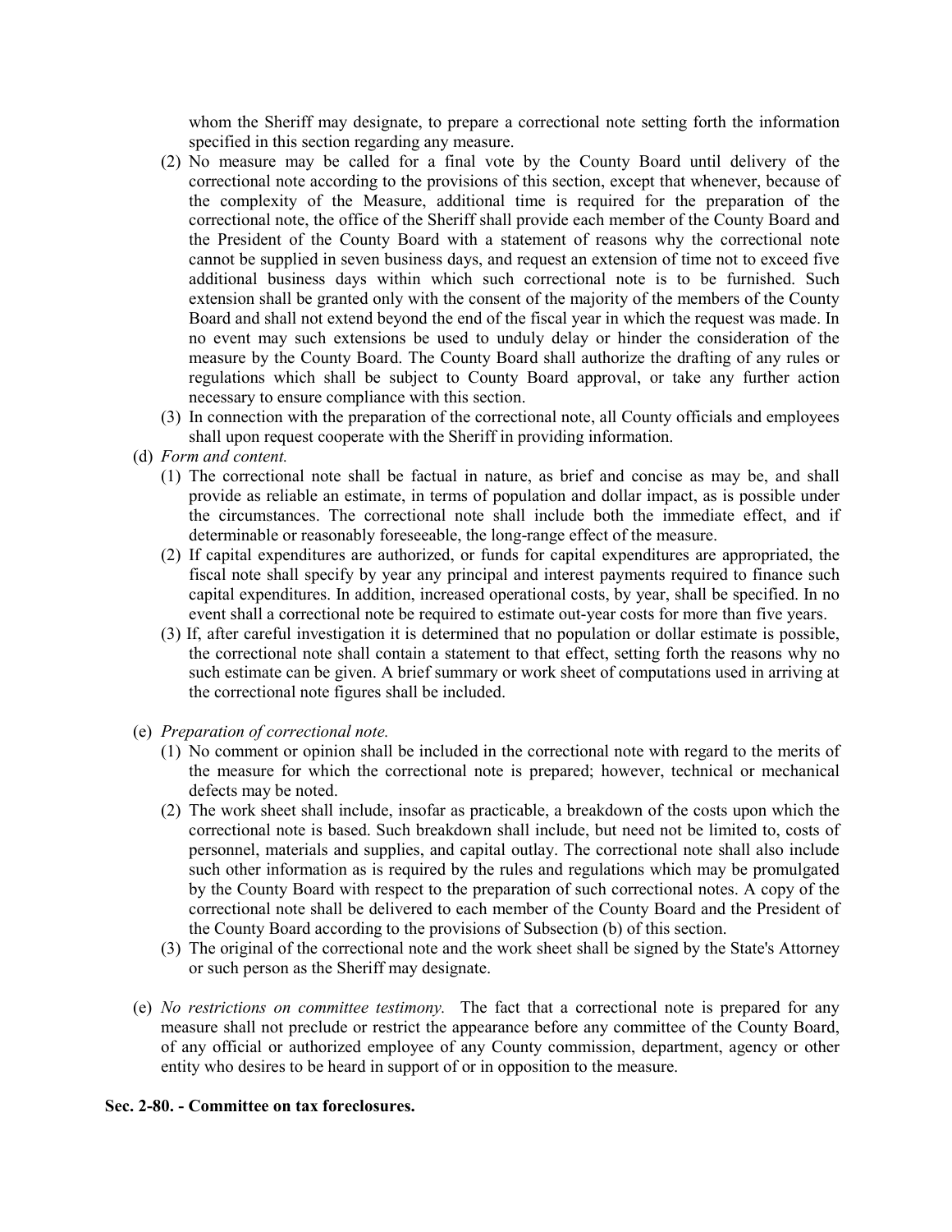whom the Sheriff may designate, to prepare a correctional note setting forth the information specified in this section regarding any measure.

(2) No measure may be called for a final vote by the County Board until delivery of the correctional note according to the provisions of this section, except that whenever, because of the complexity of the Measure, additional time is required for the preparation of the correctional note, the office of the Sheriff shall provide each member of the County Board and the President of the County Board with a statement of reasons why the correctional note cannot be supplied in seven business days, and request an extension of time not to exceed five additional business days within which such correctional note is to be furnished. Such extension shall be granted only with the consent of the majority of the members of the County Board and shall not extend beyond the end of the fiscal year in which the request was made. In no event may such extensions be used to unduly delay or hinder the consideration of the measure by the County Board. The County Board shall authorize the drafting of any rules or regulations which shall be subject to County Board approval, or take any further action necessary to ensure compliance with this section.

(3) In connection with the preparation of the correctional note, all County officials and employees shall upon request cooperate with the Sheriff in providing information.

(d) *Form and content.*

(1) The correctional note shall be factual in nature, as brief and concise as may be, and shall provide as reliable an estimate, in terms of population and dollar impact, as is possible under the circumstances. The correctional note shall include both the immediate effect, and if determinable or reasonably foreseeable, the long-range effect of the measure.

(2) If capital expenditures are authorized, or funds for capital expenditures are appropriated, the fiscal note shall specify by year any principal and interest payments required to finance such capital expenditures. In addition, increased operational costs, by year, shall be specified. In no event shall a correctional note be required to estimate out-year costs for more than five years.

(3) If, after careful investigation it is determined that no population or dollar estimate is possible, the correctional note shall contain a statement to that effect, setting forth the reasons why no such estimate can be given. A brief summary or work sheet of computations used in arriving at the correctional note figures shall be included.

(e) *Preparation of correctional note.*

(1) No comment or opinion shall be included in the correctional note with regard to the merits of the measure for which the correctional note is prepared; however, technical or mechanical defects may be noted.

(2) The work sheet shall include, insofar as practicable, a breakdown of the costs upon which the correctional note is based. Such breakdown shall include, but need not be limited to, costs of personnel, materials and supplies, and capital outlay. The correctional note shall also include such other information as is required by the rules and regulations which may be promulgated by the County Board with respect to the preparation of such correctional notes. A copy of the correctional note shall be delivered to each member of the County Board and the President of the County Board according to the provisions of Subsection (b) of this section.

(3) The original of the correctional note and the work sheet shall be signed by the State's Attorney or such person as the Sheriff may designate.

(e) *No restrictions on committee testimony.* The fact that a correctional note is prepared for any measure shall not preclude or restrict the appearance before any committee of the County Board, of any official or authorized employee of any County commission, department, agency or other entity who desires to be heard in support of or in opposition to the measure.

**Sec. 2-80. - Committee on tax foreclosures.**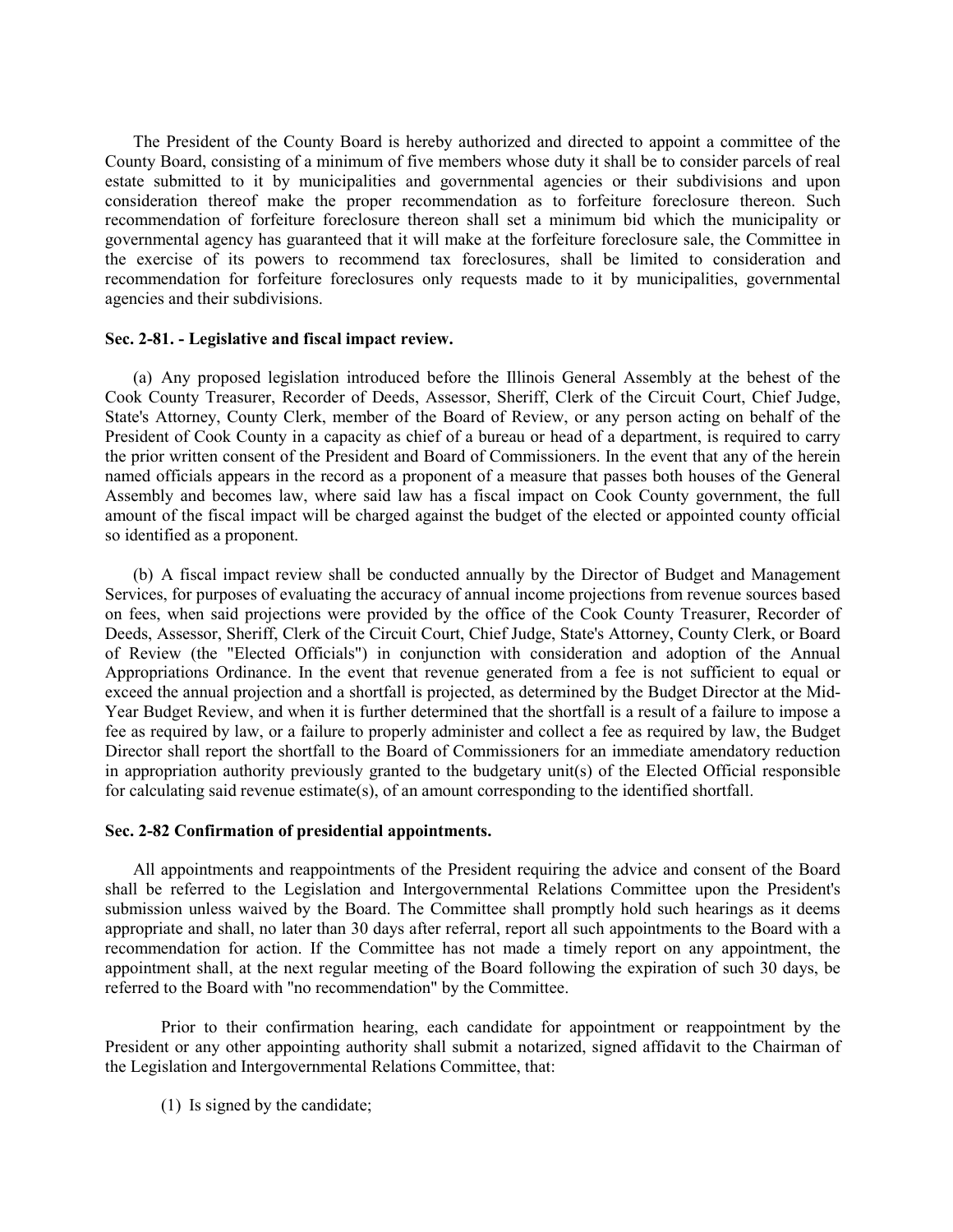The President of the County Board is hereby authorized and directed to appoint a committee of the County Board, consisting of a minimum of five members whose duty it shall be to consider parcels of real estate submitted to it by municipalities and governmental agencies or their subdivisions and upon consideration thereof make the proper recommendation as to forfeiture foreclosure thereon. Such recommendation of forfeiture foreclosure thereon shall set a minimum bid which the municipality or governmental agency has guaranteed that it will make at the forfeiture foreclosure sale, the Committee in the exercise of its powers to recommend tax foreclosures, shall be limited to consideration and recommendation for forfeiture foreclosures only requests made to it by municipalities, governmental agencies and their subdivisions.

**Sec. 2-81. - Legislative and fiscal impact review.**

(a) Any proposed legislation introduced before the Illinois General Assembly at the behest of the Cook County Treasurer, Recorder of Deeds, Assessor, Sheriff, Clerk of the Circuit Court, Chief Judge, State's Attorney, County Clerk, member of the Board of Review, or any person acting on behalf of the President of Cook County in a capacity as chief of a bureau or head of a department, is required to carry the prior written consent of the President and Board of Commissioners. In the event that any of the herein named officials appears in the record as a proponent of a measure that passes both houses of the General Assembly and becomes law, where said law has a fiscal impact on Cook County government, the full amount of the fiscal impact will be charged against the budget of the elected or appointed county official so identified as a proponent.

(b) A fiscal impact review shall be conducted annually by the Director of Budget and Management Services, for purposes of evaluating the accuracy of annual income projections from revenue sources based on fees, when said projections were provided by the office of the Cook County Treasurer, Recorder of Deeds, Assessor, Sheriff, Clerk of the Circuit Court, Chief Judge, State's Attorney, County Clerk, or Board of Review (the "Elected Officials") in conjunction with consideration and adoption of the Annual Appropriations Ordinance. In the event that revenue generated from a fee is not sufficient to equal or exceed the annual projection and a shortfall is projected, as determined by the Budget Director at the Mid-Year Budget Review, and when it is further determined that the shortfall is a result of a failure to impose a fee as required by law, or a failure to properly administer and collect a fee as required by law, the Budget Director shall report the shortfall to the Board of Commissioners for an immediate amendatory reduction in appropriation authority previously granted to the budgetary unit(s) of the Elected Official responsible for calculating said revenue estimate(s), of an amount corresponding to the identified shortfall.

**Sec. 2-82 Confirmation of presidential appointments.**

All appointments and reappointments of the President requiring the advice and consent of the Board shall be referred to the Legislation and Intergovernmental Relations Committee upon the President's submission unless waived by the Board. The Committee shall promptly hold such hearings as it deems appropriate and shall, no later than 30 days after referral, report all such appointments to the Board with a recommendation for action. If the Committee has not made a timely report on any appointment, the appointment shall, at the next regular meeting of the Board following the expiration of such 30 days, be referred to the Board with "no recommendation" by the Committee.

Prior to their confirmation hearing, each candidate for appointment or reappointment by the President or any other appointing authority shall submit a notarized, signed affidavit to the Chairman of the Legislation and Intergovernmental Relations Committee, that:

(1) Is signed by the candidate;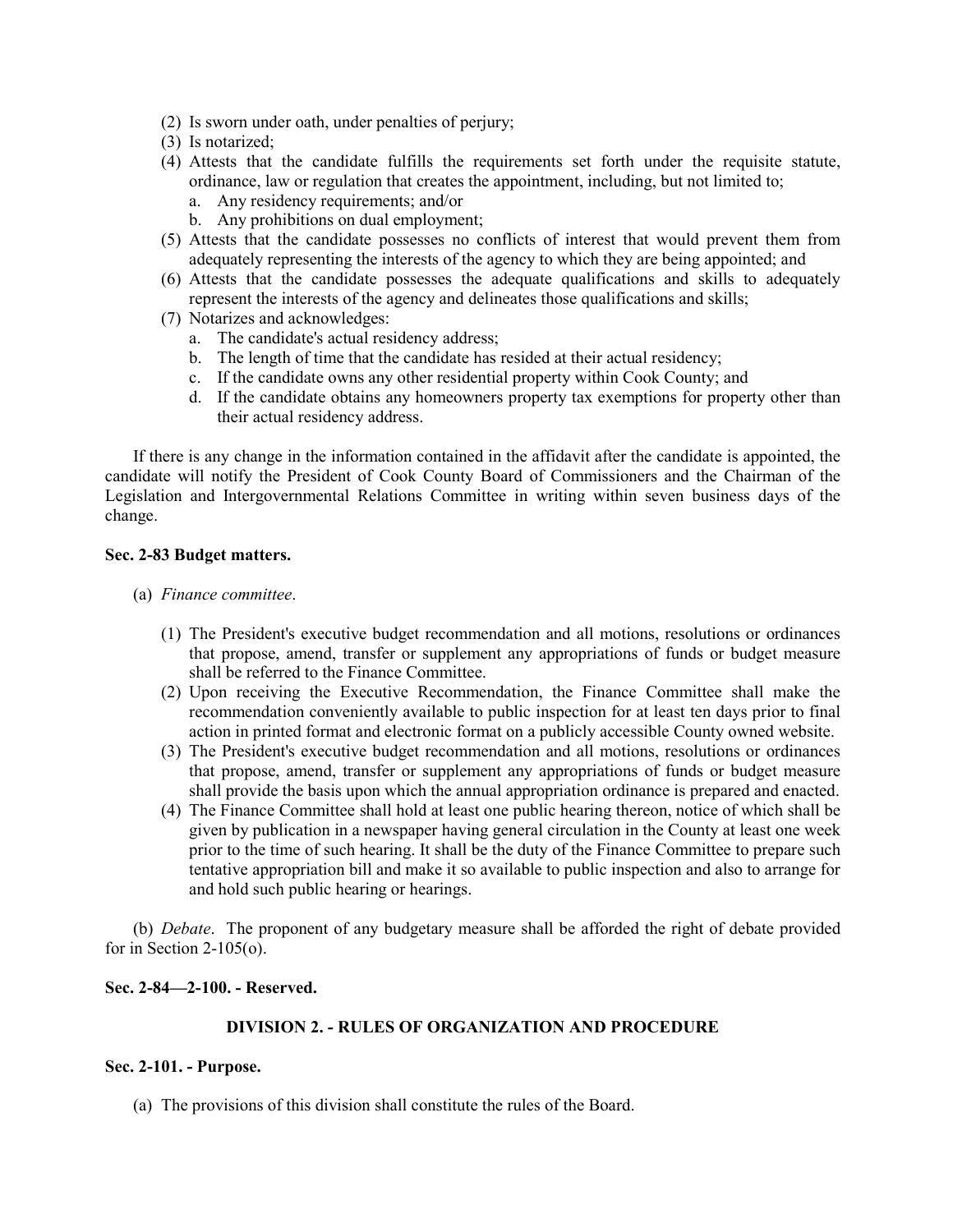(2) Is sworn under oath, under penalties of perjury;

(3) Is notarized;

(4) Attests that the candidate fulfills the requirements set forth under the requisite statute, ordinance, law or regulation that creates the appointment, including, but not limited to;

   a. Any residency requirements; and/or

   b. Any prohibitions on dual employment;

(5) Attests that the candidate possesses no conflicts of interest that would prevent them from adequately representing the interests of the agency to which they are being appointed; and

(6) Attests that the candidate possesses the adequate qualifications and skills to adequately represent the interests of the agency and delineates those qualifications and skills;

(7) Notarizes and acknowledges:

   a. The candidate's actual residency address;

   b. The length of time that the candidate has resided at their actual residency;

   c. If the candidate owns any other residential property within Cook County; and

   d. If the candidate obtains any homeowners property tax exemptions for property other than their actual residency address.

If there is any change in the information contained in the affidavit after the candidate is appointed, the candidate will notify the President of Cook County Board of Commissioners and the Chairman of the Legislation and Intergovernmental Relations Committee in writing within seven business days of the change.

**Sec. 2-83 Budget matters.**

(a) *Finance committee*.

(1) The President's executive budget recommendation and all motions, resolutions or ordinances that propose, amend, transfer or supplement any appropriations of funds or budget measure shall be referred to the Finance Committee.

(2) Upon receiving the Executive Recommendation, the Finance Committee shall make the recommendation conveniently available to public inspection for at least ten days prior to final action in printed format and electronic format on a publicly accessible County owned website.

(3) The President's executive budget recommendation and all motions, resolutions or ordinances that propose, amend, transfer or supplement any appropriations of funds or budget measure shall provide the basis upon which the annual appropriation ordinance is prepared and enacted.

(4) The Finance Committee shall hold at least one public hearing thereon, notice of which shall be given by publication in a newspaper having general circulation in the County at least one week prior to the time of such hearing. It shall be the duty of the Finance Committee to prepare such tentative appropriation bill and make it so available to public inspection and also to arrange for and hold such public hearing or hearings.

(b) *Debate*. The proponent of any budgetary measure shall be afforded the right of debate provided for in Section 2-105(o).

**Sec. 2-84—2-100. - Reserved.**

## DIVISION 2. - RULES OF ORGANIZATION AND PROCEDURE

**Sec. 2-101. - Purpose.**

(a) The provisions of this division shall constitute the rules of the Board.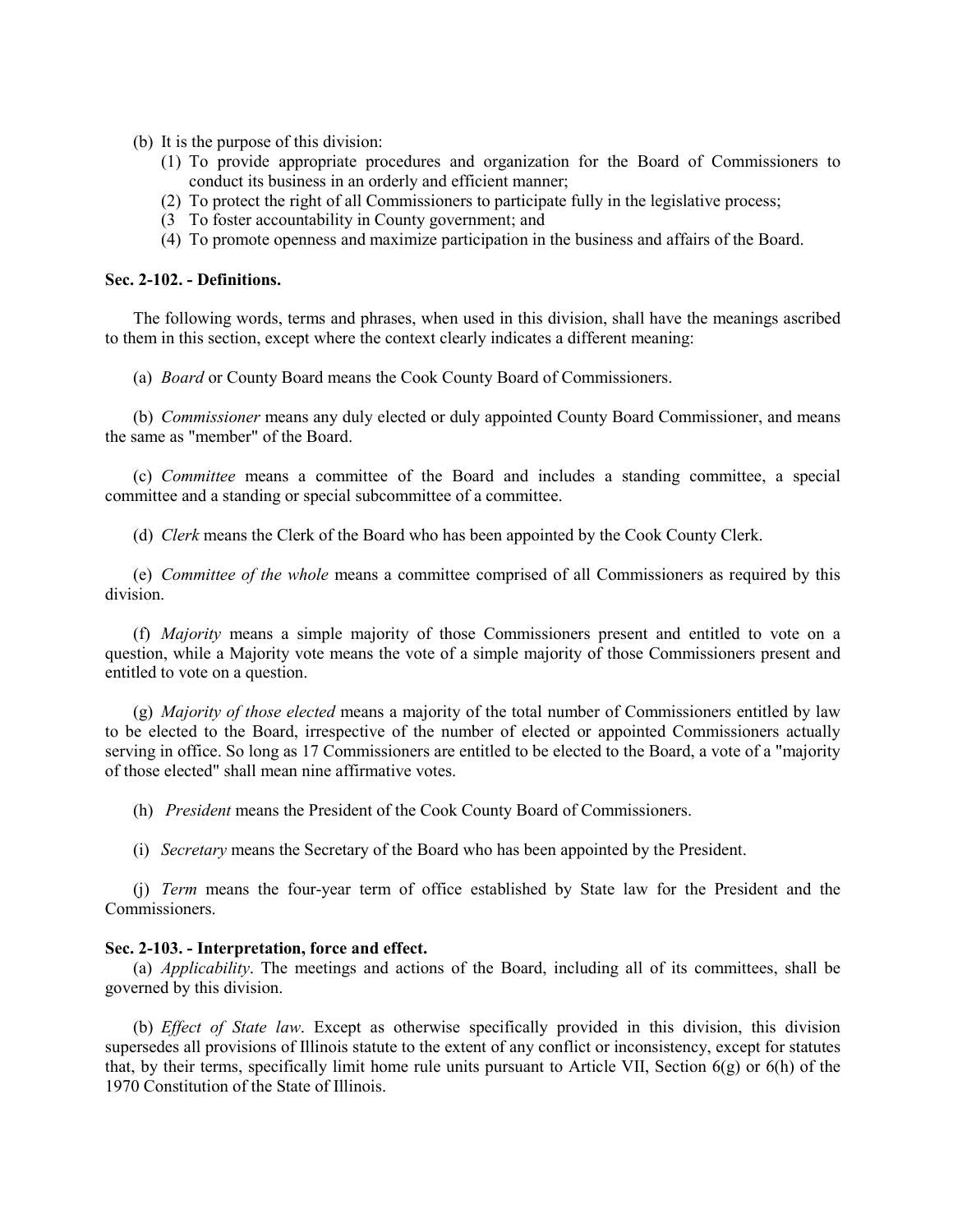(b) It is the purpose of this division:

(1) To provide appropriate procedures and organization for the Board of Commissioners to conduct its business in an orderly and efficient manner;

(2) To protect the right of all Commissioners to participate fully in the legislative process;

(3 To foster accountability in County government; and

(4) To promote openness and maximize participation in the business and affairs of the Board.

**Sec. 2-102. - Definitions.**

The following words, terms and phrases, when used in this division, shall have the meanings ascribed to them in this section, except where the context clearly indicates a different meaning:

(a) *Board* or County Board means the Cook County Board of Commissioners.

(b) *Commissioner* means any duly elected or duly appointed County Board Commissioner, and means the same as "member" of the Board.

(c) *Committee* means a committee of the Board and includes a standing committee, a special committee and a standing or special subcommittee of a committee.

(d) *Clerk* means the Clerk of the Board who has been appointed by the Cook County Clerk.

(e) *Committee of the whole* means a committee comprised of all Commissioners as required by this division.

(f) *Majority* means a simple majority of those Commissioners present and entitled to vote on a question, while a Majority vote means the vote of a simple majority of those Commissioners present and entitled to vote on a question.

(g) *Majority of those elected* means a majority of the total number of Commissioners entitled by law to be elected to the Board, irrespective of the number of elected or appointed Commissioners actually serving in office. So long as 17 Commissioners are entitled to be elected to the Board, a vote of a "majority of those elected" shall mean nine affirmative votes.

(h) *President* means the President of the Cook County Board of Commissioners.

(i) *Secretary* means the Secretary of the Board who has been appointed by the President.

(j) *Term* means the four-year term of office established by State law for the President and the Commissioners.

**Sec. 2-103. - Interpretation, force and effect.**

(a) *Applicability*. The meetings and actions of the Board, including all of its committees, shall be governed by this division.

(b) *Effect of State law*. Except as otherwise specifically provided in this division, this division supersedes all provisions of Illinois statute to the extent of any conflict or inconsistency, except for statutes that, by their terms, specifically limit home rule units pursuant to Article VII, Section 6(g) or 6(h) of the 1970 Constitution of the State of Illinois.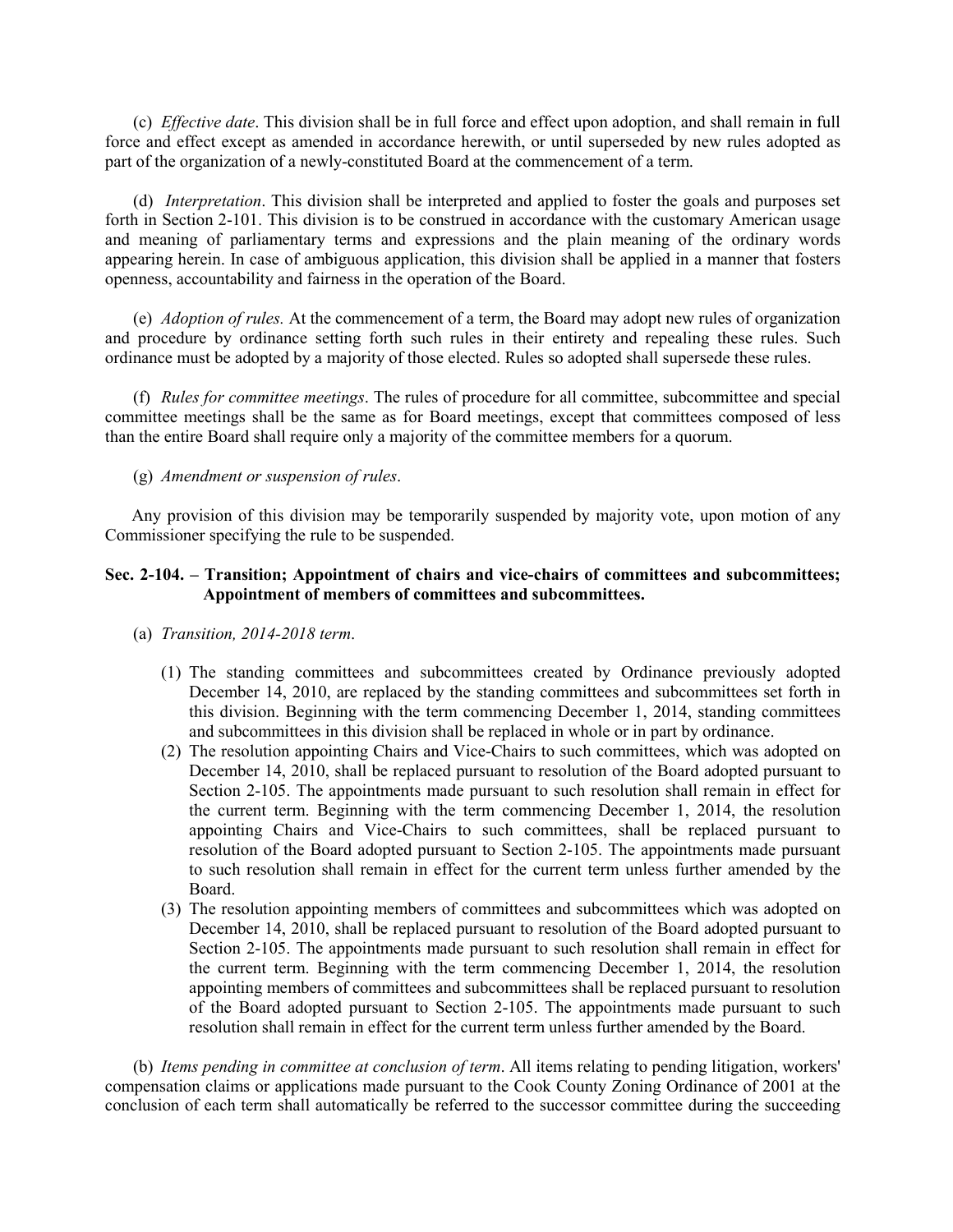(c) *Effective date*. This division shall be in full force and effect upon adoption, and shall remain in full force and effect except as amended in accordance herewith, or until superseded by new rules adopted as part of the organization of a newly-constituted Board at the commencement of a term.

(d) *Interpretation*. This division shall be interpreted and applied to foster the goals and purposes set forth in Section 2-101. This division is to be construed in accordance with the customary American usage and meaning of parliamentary terms and expressions and the plain meaning of the ordinary words appearing herein. In case of ambiguous application, this division shall be applied in a manner that fosters openness, accountability and fairness in the operation of the Board.

(e) *Adoption of rules.* At the commencement of a term, the Board may adopt new rules of organization and procedure by ordinance setting forth such rules in their entirety and repealing these rules. Such ordinance must be adopted by a majority of those elected. Rules so adopted shall supersede these rules.

(f) *Rules for committee meetings*. The rules of procedure for all committee, subcommittee and special committee meetings shall be the same as for Board meetings, except that committees composed of less than the entire Board shall require only a majority of the committee members for a quorum.

(g) *Amendment or suspension of rules*.

Any provision of this division may be temporarily suspended by majority vote, upon motion of any Commissioner specifying the rule to be suspended.

**Sec. 2-104. – Transition; Appointment of chairs and vice-chairs of committees and subcommittees; Appointment of members of committees and subcommittees.**

(a) *Transition, 2014-2018 term*.

(1) The standing committees and subcommittees created by Ordinance previously adopted December 14, 2010, are replaced by the standing committees and subcommittees set forth in this division. Beginning with the term commencing December 1, 2014, standing committees and subcommittees in this division shall be replaced in whole or in part by ordinance.

(2) The resolution appointing Chairs and Vice-Chairs to such committees, which was adopted on December 14, 2010, shall be replaced pursuant to resolution of the Board adopted pursuant to Section 2-105. The appointments made pursuant to such resolution shall remain in effect for the current term. Beginning with the term commencing December 1, 2014, the resolution appointing Chairs and Vice-Chairs to such committees, shall be replaced pursuant to resolution of the Board adopted pursuant to Section 2-105. The appointments made pursuant to such resolution shall remain in effect for the current term unless further amended by the Board.

(3) The resolution appointing members of committees and subcommittees which was adopted on December 14, 2010, shall be replaced pursuant to resolution of the Board adopted pursuant to Section 2-105. The appointments made pursuant to such resolution shall remain in effect for the current term. Beginning with the term commencing December 1, 2014, the resolution appointing members of committees and subcommittees shall be replaced pursuant to resolution of the Board adopted pursuant to Section 2-105. The appointments made pursuant to such resolution shall remain in effect for the current term unless further amended by the Board.

(b) *Items pending in committee at conclusion of term*. All items relating to pending litigation, workers' compensation claims or applications made pursuant to the Cook County Zoning Ordinance of 2001 at the conclusion of each term shall automatically be referred to the successor committee during the succeeding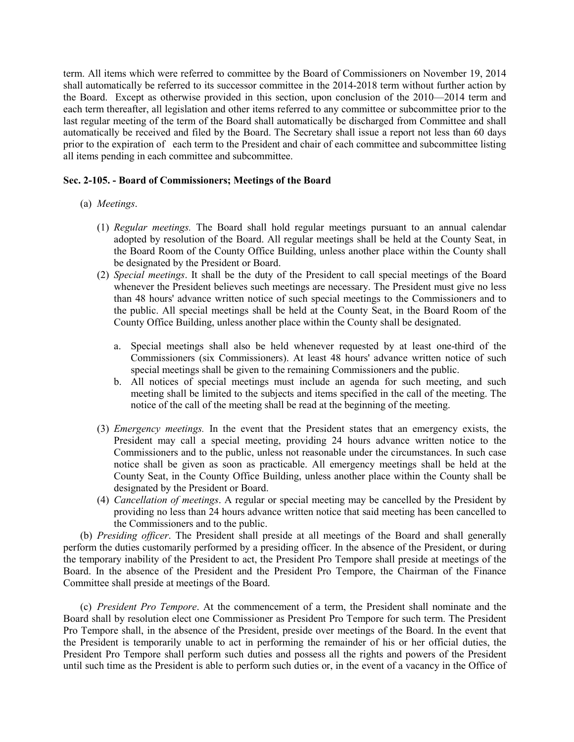term. All items which were referred to committee by the Board of Commissioners on November 19, 2014 shall automatically be referred to its successor committee in the 2014-2018 term without further action by the Board. Except as otherwise provided in this section, upon conclusion of the 2010—2014 term and each term thereafter, all legislation and other items referred to any committee or subcommittee prior to the last regular meeting of the term of the Board shall automatically be discharged from Committee and shall automatically be received and filed by the Board. The Secretary shall issue a report not less than 60 days prior to the expiration of each term to the President and chair of each committee and subcommittee listing all items pending in each committee and subcommittee.

**Sec. 2-105. - Board of Commissioners; Meetings of the Board**

(a) *Meetings*.

(1) *Regular meetings.* The Board shall hold regular meetings pursuant to an annual calendar adopted by resolution of the Board. All regular meetings shall be held at the County Seat, in the Board Room of the County Office Building, unless another place within the County shall be designated by the President or Board.

(2) *Special meetings*. It shall be the duty of the President to call special meetings of the Board whenever the President believes such meetings are necessary. The President must give no less than 48 hours' advance written notice of such special meetings to the Commissioners and to the public. All special meetings shall be held at the County Seat, in the Board Room of the County Office Building, unless another place within the County shall be designated.

a. Special meetings shall also be held whenever requested by at least one-third of the Commissioners (six Commissioners). At least 48 hours' advance written notice of such special meetings shall be given to the remaining Commissioners and the public.

b. All notices of special meetings must include an agenda for such meeting, and such meeting shall be limited to the subjects and items specified in the call of the meeting. The notice of the call of the meeting shall be read at the beginning of the meeting.

(3) *Emergency meetings.* In the event that the President states that an emergency exists, the President may call a special meeting, providing 24 hours advance written notice to the Commissioners and to the public, unless not reasonable under the circumstances. In such case notice shall be given as soon as practicable. All emergency meetings shall be held at the County Seat, in the County Office Building, unless another place within the County shall be designated by the President or Board.

(4) *Cancellation of meetings*. A regular or special meeting may be cancelled by the President by providing no less than 24 hours advance written notice that said meeting has been cancelled to the Commissioners and to the public.

(b) *Presiding officer*. The President shall preside at all meetings of the Board and shall generally perform the duties customarily performed by a presiding officer. In the absence of the President, or during the temporary inability of the President to act, the President Pro Tempore shall preside at meetings of the Board. In the absence of the President and the President Pro Tempore, the Chairman of the Finance Committee shall preside at meetings of the Board.

(c) *President Pro Tempore*. At the commencement of a term, the President shall nominate and the Board shall by resolution elect one Commissioner as President Pro Tempore for such term. The President Pro Tempore shall, in the absence of the President, preside over meetings of the Board. In the event that the President is temporarily unable to act in performing the remainder of his or her official duties, the President Pro Tempore shall perform such duties and possess all the rights and powers of the President until such time as the President is able to perform such duties or, in the event of a vacancy in the Office of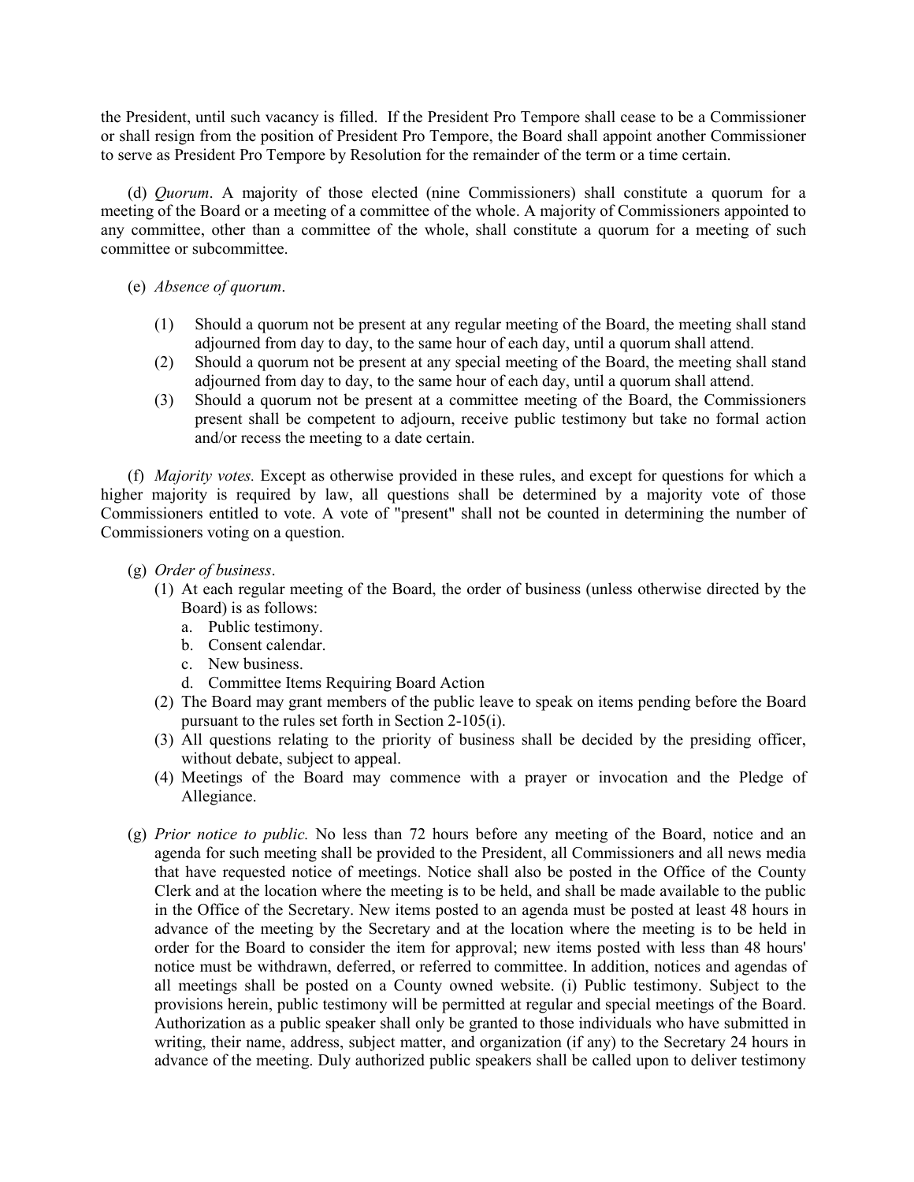the President, until such vacancy is filled. If the President Pro Tempore shall cease to be a Commissioner or shall resign from the position of President Pro Tempore, the Board shall appoint another Commissioner to serve as President Pro Tempore by Resolution for the remainder of the term or a time certain.

(d) *Quorum*. A majority of those elected (nine Commissioners) shall constitute a quorum for a meeting of the Board or a meeting of a committee of the whole. A majority of Commissioners appointed to any committee, other than a committee of the whole, shall constitute a quorum for a meeting of such committee or subcommittee.

(e) *Absence of quorum*.

(1) Should a quorum not be present at any regular meeting of the Board, the meeting shall stand adjourned from day to day, to the same hour of each day, until a quorum shall attend.
(2) Should a quorum not be present at any special meeting of the Board, the meeting shall stand adjourned from day to day, to the same hour of each day, until a quorum shall attend.
(3) Should a quorum not be present at a committee meeting of the Board, the Commissioners present shall be competent to adjourn, receive public testimony but take no formal action and/or recess the meeting to a date certain.

(f) *Majority votes.* Except as otherwise provided in these rules, and except for questions for which a higher majority is required by law, all questions shall be determined by a majority vote of those Commissioners entitled to vote. A vote of "present" shall not be counted in determining the number of Commissioners voting on a question.

(g) *Order of business*.

(1) At each regular meeting of the Board, the order of business (unless otherwise directed by the Board) is as follows:
   a. Public testimony.
   b. Consent calendar.
   c. New business.
   d. Committee Items Requiring Board Action
(2) The Board may grant members of the public leave to speak on items pending before the Board pursuant to the rules set forth in Section 2-105(i).
(3) All questions relating to the priority of business shall be decided by the presiding officer, without debate, subject to appeal.
(4) Meetings of the Board may commence with a prayer or invocation and the Pledge of Allegiance.

(g) *Prior notice to public.* No less than 72 hours before any meeting of the Board, notice and an agenda for such meeting shall be provided to the President, all Commissioners and all news media that have requested notice of meetings. Notice shall also be posted in the Office of the County Clerk and at the location where the meeting is to be held, and shall be made available to the public in the Office of the Secretary. New items posted to an agenda must be posted at least 48 hours in advance of the meeting by the Secretary and at the location where the meeting is to be held in order for the Board to consider the item for approval; new items posted with less than 48 hours' notice must be withdrawn, deferred, or referred to committee. In addition, notices and agendas of all meetings shall be posted on a County owned website. (i) Public testimony. Subject to the provisions herein, public testimony will be permitted at regular and special meetings of the Board. Authorization as a public speaker shall only be granted to those individuals who have submitted in writing, their name, address, subject matter, and organization (if any) to the Secretary 24 hours in advance of the meeting. Duly authorized public speakers shall be called upon to deliver testimony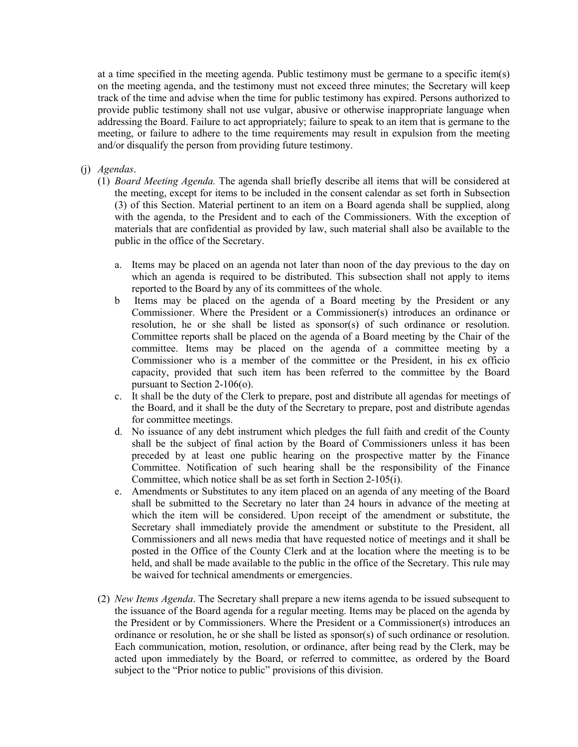at a time specified in the meeting agenda. Public testimony must be germane to a specific item(s) on the meeting agenda, and the testimony must not exceed three minutes; the Secretary will keep track of the time and advise when the time for public testimony has expired. Persons authorized to provide public testimony shall not use vulgar, abusive or otherwise inappropriate language when addressing the Board. Failure to act appropriately; failure to speak to an item that is germane to the meeting, or failure to adhere to the time requirements may result in expulsion from the meeting and/or disqualify the person from providing future testimony.

(j) *Agendas*.

(1) *Board Meeting Agenda.* The agenda shall briefly describe all items that will be considered at the meeting, except for items to be included in the consent calendar as set forth in Subsection (3) of this Section. Material pertinent to an item on a Board agenda shall be supplied, along with the agenda, to the President and to each of the Commissioners. With the exception of materials that are confidential as provided by law, such material shall also be available to the public in the office of the Secretary.

a. Items may be placed on an agenda not later than noon of the day previous to the day on which an agenda is required to be distributed. This subsection shall not apply to items reported to the Board by any of its committees of the whole.

b Items may be placed on the agenda of a Board meeting by the President or any Commissioner. Where the President or a Commissioner(s) introduces an ordinance or resolution, he or she shall be listed as sponsor(s) of such ordinance or resolution. Committee reports shall be placed on the agenda of a Board meeting by the Chair of the committee. Items may be placed on the agenda of a committee meeting by a Commissioner who is a member of the committee or the President, in his ex officio capacity, provided that such item has been referred to the committee by the Board pursuant to Section 2-106(o).

c. It shall be the duty of the Clerk to prepare, post and distribute all agendas for meetings of the Board, and it shall be the duty of the Secretary to prepare, post and distribute agendas for committee meetings.

d. No issuance of any debt instrument which pledges the full faith and credit of the County shall be the subject of final action by the Board of Commissioners unless it has been preceded by at least one public hearing on the prospective matter by the Finance Committee. Notification of such hearing shall be the responsibility of the Finance Committee, which notice shall be as set forth in Section 2-105(i).

e. Amendments or Substitutes to any item placed on an agenda of any meeting of the Board shall be submitted to the Secretary no later than 24 hours in advance of the meeting at which the item will be considered. Upon receipt of the amendment or substitute, the Secretary shall immediately provide the amendment or substitute to the President, all Commissioners and all news media that have requested notice of meetings and it shall be posted in the Office of the County Clerk and at the location where the meeting is to be held, and shall be made available to the public in the office of the Secretary. This rule may be waived for technical amendments or emergencies.

(2) *New Items Agenda*. The Secretary shall prepare a new items agenda to be issued subsequent to the issuance of the Board agenda for a regular meeting. Items may be placed on the agenda by the President or by Commissioners. Where the President or a Commissioner(s) introduces an ordinance or resolution, he or she shall be listed as sponsor(s) of such ordinance or resolution. Each communication, motion, resolution, or ordinance, after being read by the Clerk, may be acted upon immediately by the Board, or referred to committee, as ordered by the Board subject to the "Prior notice to public" provisions of this division.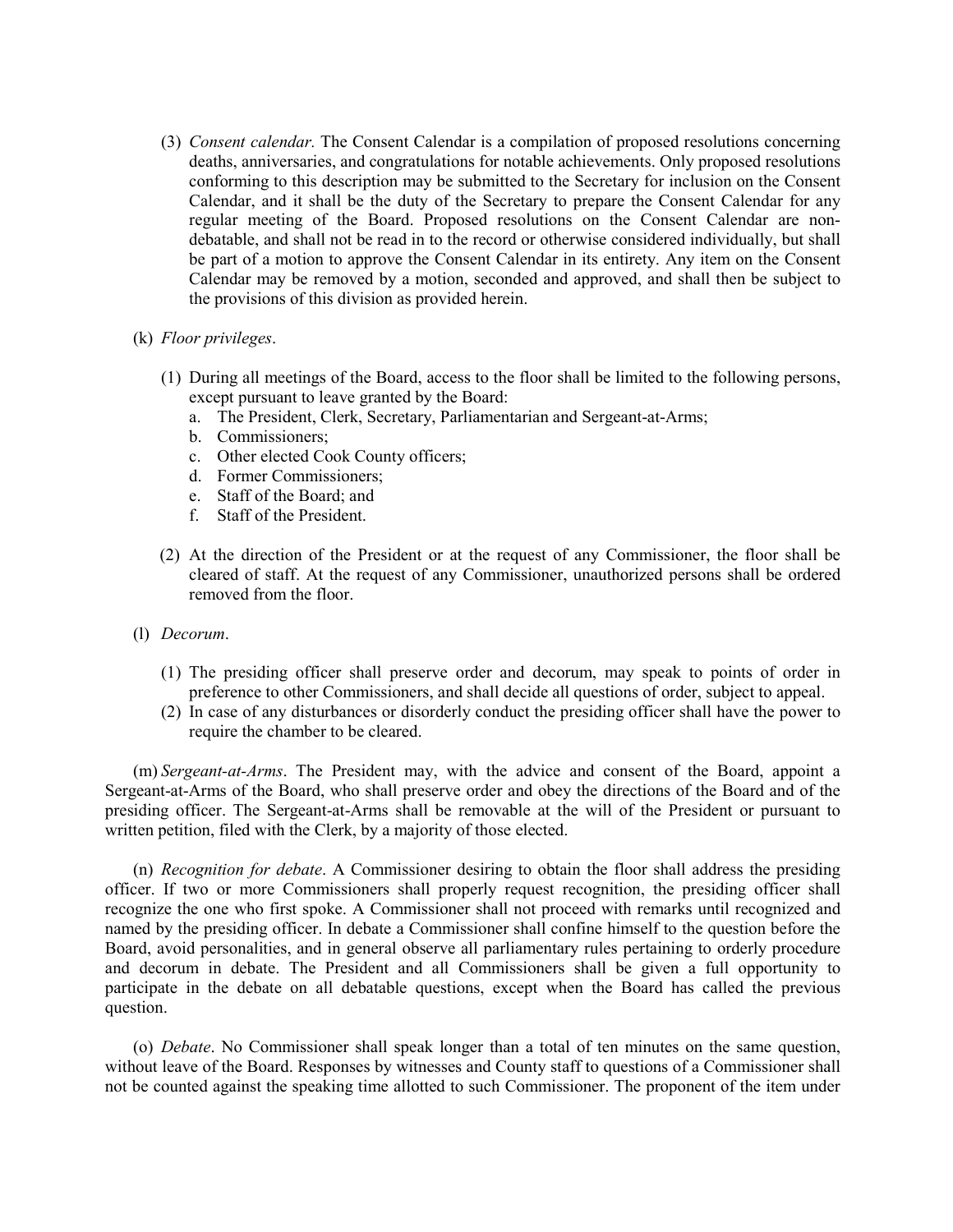(3) *Consent calendar.* The Consent Calendar is a compilation of proposed resolutions concerning deaths, anniversaries, and congratulations for notable achievements. Only proposed resolutions conforming to this description may be submitted to the Secretary for inclusion on the Consent Calendar, and it shall be the duty of the Secretary to prepare the Consent Calendar for any regular meeting of the Board. Proposed resolutions on the Consent Calendar are non-debatable, and shall not be read in to the record or otherwise considered individually, but shall be part of a motion to approve the Consent Calendar in its entirety. Any item on the Consent Calendar may be removed by a motion, seconded and approved, and shall then be subject to the provisions of this division as provided herein.

(k) *Floor privileges*.

(1) During all meetings of the Board, access to the floor shall be limited to the following persons, except pursuant to leave granted by the Board:

a. The President, Clerk, Secretary, Parliamentarian and Sergeant-at-Arms;
b. Commissioners;
c. Other elected Cook County officers;
d. Former Commissioners;
e. Staff of the Board; and
f. Staff of the President.

(2) At the direction of the President or at the request of any Commissioner, the floor shall be cleared of staff. At the request of any Commissioner, unauthorized persons shall be ordered removed from the floor.

(l) *Decorum*.

(1) The presiding officer shall preserve order and decorum, may speak to points of order in preference to other Commissioners, and shall decide all questions of order, subject to appeal.
(2) In case of any disturbances or disorderly conduct the presiding officer shall have the power to require the chamber to be cleared.

(m) *Sergeant-at-Arms*. The President may, with the advice and consent of the Board, appoint a Sergeant-at-Arms of the Board, who shall preserve order and obey the directions of the Board and of the presiding officer. The Sergeant-at-Arms shall be removable at the will of the President or pursuant to written petition, filed with the Clerk, by a majority of those elected.

(n) *Recognition for debate*. A Commissioner desiring to obtain the floor shall address the presiding officer. If two or more Commissioners shall properly request recognition, the presiding officer shall recognize the one who first spoke. A Commissioner shall not proceed with remarks until recognized and named by the presiding officer. In debate a Commissioner shall confine himself to the question before the Board, avoid personalities, and in general observe all parliamentary rules pertaining to orderly procedure and decorum in debate. The President and all Commissioners shall be given a full opportunity to participate in the debate on all debatable questions, except when the Board has called the previous question.

(o) *Debate*. No Commissioner shall speak longer than a total of ten minutes on the same question, without leave of the Board. Responses by witnesses and County staff to questions of a Commissioner shall not be counted against the speaking time allotted to such Commissioner. The proponent of the item under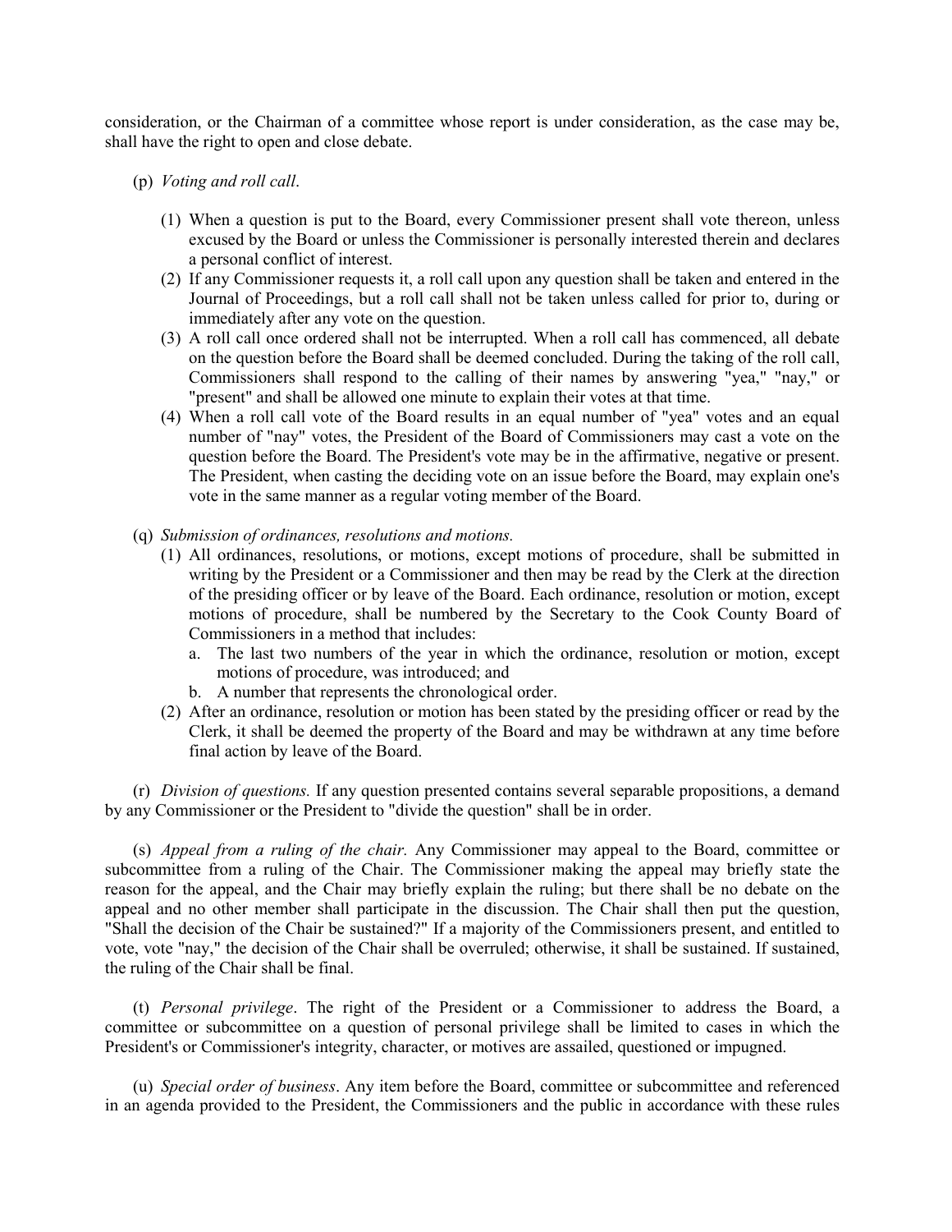consideration, or the Chairman of a committee whose report is under consideration, as the case may be, shall have the right to open and close debate.

(p) *Voting and roll call*.

(1) When a question is put to the Board, every Commissioner present shall vote thereon, unless excused by the Board or unless the Commissioner is personally interested therein and declares a personal conflict of interest.

(2) If any Commissioner requests it, a roll call upon any question shall be taken and entered in the Journal of Proceedings, but a roll call shall not be taken unless called for prior to, during or immediately after any vote on the question.

(3) A roll call once ordered shall not be interrupted. When a roll call has commenced, all debate on the question before the Board shall be deemed concluded. During the taking of the roll call, Commissioners shall respond to the calling of their names by answering "yea," "nay," or "present" and shall be allowed one minute to explain their votes at that time.

(4) When a roll call vote of the Board results in an equal number of "yea" votes and an equal number of "nay" votes, the President of the Board of Commissioners may cast a vote on the question before the Board. The President's vote may be in the affirmative, negative or present. The President, when casting the deciding vote on an issue before the Board, may explain one's vote in the same manner as a regular voting member of the Board.

(q) *Submission of ordinances, resolutions and motions.*

(1) All ordinances, resolutions, or motions, except motions of procedure, shall be submitted in writing by the President or a Commissioner and then may be read by the Clerk at the direction of the presiding officer or by leave of the Board. Each ordinance, resolution or motion, except motions of procedure, shall be numbered by the Secretary to the Cook County Board of Commissioners in a method that includes:

a. The last two numbers of the year in which the ordinance, resolution or motion, except motions of procedure, was introduced; and

b. A number that represents the chronological order.

(2) After an ordinance, resolution or motion has been stated by the presiding officer or read by the Clerk, it shall be deemed the property of the Board and may be withdrawn at any time before final action by leave of the Board.

(r) *Division of questions.* If any question presented contains several separable propositions, a demand by any Commissioner or the President to "divide the question" shall be in order.

(s) *Appeal from a ruling of the chair.* Any Commissioner may appeal to the Board, committee or subcommittee from a ruling of the Chair. The Commissioner making the appeal may briefly state the reason for the appeal, and the Chair may briefly explain the ruling; but there shall be no debate on the appeal and no other member shall participate in the discussion. The Chair shall then put the question, "Shall the decision of the Chair be sustained?" If a majority of the Commissioners present, and entitled to vote, vote "nay," the decision of the Chair shall be overruled; otherwise, it shall be sustained. If sustained, the ruling of the Chair shall be final.

(t) *Personal privilege*. The right of the President or a Commissioner to address the Board, a committee or subcommittee on a question of personal privilege shall be limited to cases in which the President's or Commissioner's integrity, character, or motives are assailed, questioned or impugned.

(u) *Special order of business*. Any item before the Board, committee or subcommittee and referenced in an agenda provided to the President, the Commissioners and the public in accordance with these rules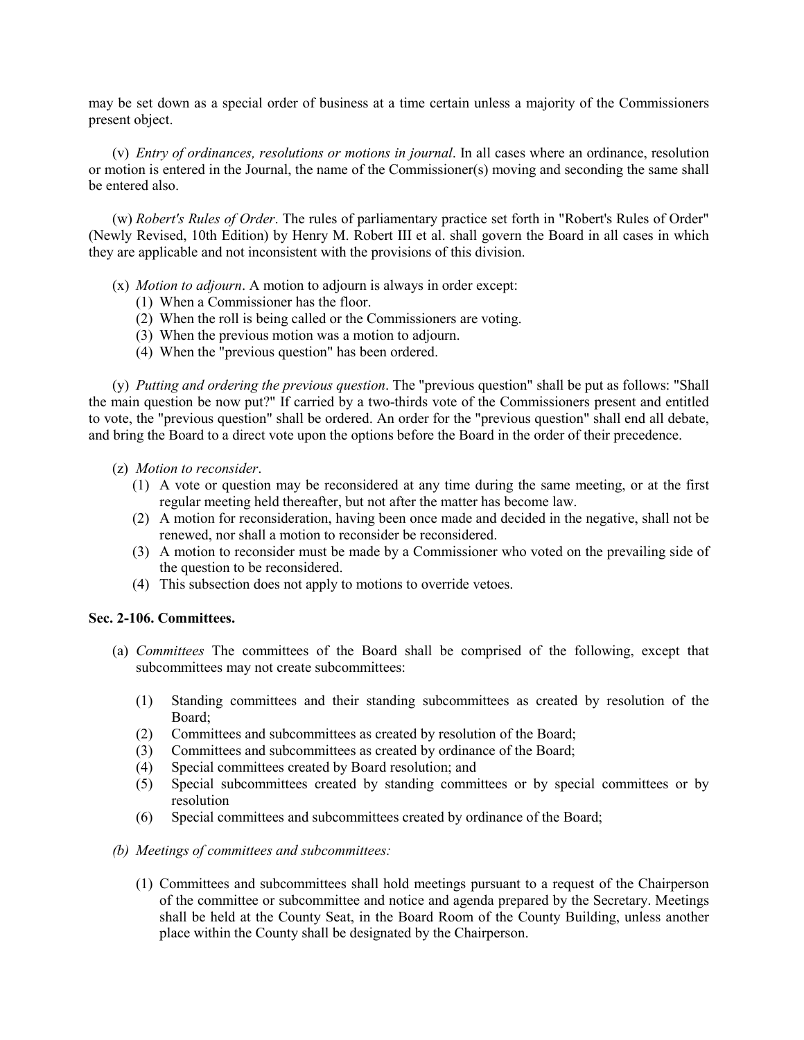may be set down as a special order of business at a time certain unless a majority of the Commissioners present object.

(v) *Entry of ordinances, resolutions or motions in journal*. In all cases where an ordinance, resolution or motion is entered in the Journal, the name of the Commissioner(s) moving and seconding the same shall be entered also.

(w) *Robert's Rules of Order*. The rules of parliamentary practice set forth in "Robert's Rules of Order" (Newly Revised, 10th Edition) by Henry M. Robert III et al. shall govern the Board in all cases in which they are applicable and not inconsistent with the provisions of this division.

(x) *Motion to adjourn*. A motion to adjourn is always in order except:
  (1) When a Commissioner has the floor.
  (2) When the roll is being called or the Commissioners are voting.
  (3) When the previous motion was a motion to adjourn.
  (4) When the "previous question" has been ordered.

(y) *Putting and ordering the previous question*. The "previous question" shall be put as follows: "Shall the main question be now put?" If carried by a two-thirds vote of the Commissioners present and entitled to vote, the "previous question" shall be ordered. An order for the "previous question" shall end all debate, and bring the Board to a direct vote upon the options before the Board in the order of their precedence.

(z) *Motion to reconsider*.
  (1) A vote or question may be reconsidered at any time during the same meeting, or at the first regular meeting held thereafter, but not after the matter has become law.
  (2) A motion for reconsideration, having been once made and decided in the negative, shall not be renewed, nor shall a motion to reconsider be reconsidered.
  (3) A motion to reconsider must be made by a Commissioner who voted on the prevailing side of the question to be reconsidered.
  (4) This subsection does not apply to motions to override vetoes.

**Sec. 2-106. Committees.**

(a) *Committees* The committees of the Board shall be comprised of the following, except that subcommittees may not create subcommittees:

  (1) Standing committees and their standing subcommittees as created by resolution of the Board;
  (2) Committees and subcommittees as created by resolution of the Board;
  (3) Committees and subcommittees as created by ordinance of the Board;
  (4) Special committees created by Board resolution; and
  (5) Special subcommittees created by standing committees or by special committees or by resolution
  (6) Special committees and subcommittees created by ordinance of the Board;

*(b) Meetings of committees and subcommittees:*

  (1) Committees and subcommittees shall hold meetings pursuant to a request of the Chairperson of the committee or subcommittee and notice and agenda prepared by the Secretary. Meetings shall be held at the County Seat, in the Board Room of the County Building, unless another place within the County shall be designated by the Chairperson.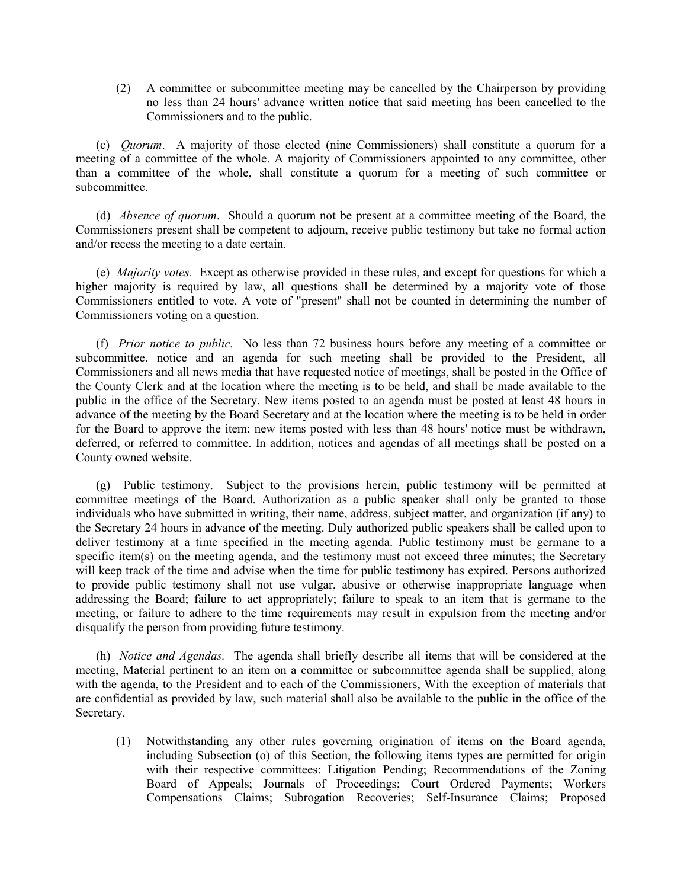(2) A committee or subcommittee meeting may be cancelled by the Chairperson by providing no less than 24 hours' advance written notice that said meeting has been cancelled to the Commissioners and to the public.

(c) *Quorum*. A majority of those elected (nine Commissioners) shall constitute a quorum for a meeting of a committee of the whole. A majority of Commissioners appointed to any committee, other than a committee of the whole, shall constitute a quorum for a meeting of such committee or subcommittee.

(d) *Absence of quorum*. Should a quorum not be present at a committee meeting of the Board, the Commissioners present shall be competent to adjourn, receive public testimony but take no formal action and/or recess the meeting to a date certain.

(e) *Majority votes.* Except as otherwise provided in these rules, and except for questions for which a higher majority is required by law, all questions shall be determined by a majority vote of those Commissioners entitled to vote. A vote of "present" shall not be counted in determining the number of Commissioners voting on a question.

(f) *Prior notice to public.* No less than 72 business hours before any meeting of a committee or subcommittee, notice and an agenda for such meeting shall be provided to the President, all Commissioners and all news media that have requested notice of meetings, shall be posted in the Office of the County Clerk and at the location where the meeting is to be held, and shall be made available to the public in the office of the Secretary. New items posted to an agenda must be posted at least 48 hours in advance of the meeting by the Board Secretary and at the location where the meeting is to be held in order for the Board to approve the item; new items posted with less than 48 hours' notice must be withdrawn, deferred, or referred to committee. In addition, notices and agendas of all meetings shall be posted on a County owned website.

(g) Public testimony. Subject to the provisions herein, public testimony will be permitted at committee meetings of the Board. Authorization as a public speaker shall only be granted to those individuals who have submitted in writing, their name, address, subject matter, and organization (if any) to the Secretary 24 hours in advance of the meeting. Duly authorized public speakers shall be called upon to deliver testimony at a time specified in the meeting agenda. Public testimony must be germane to a specific item(s) on the meeting agenda, and the testimony must not exceed three minutes; the Secretary will keep track of the time and advise when the time for public testimony has expired. Persons authorized to provide public testimony shall not use vulgar, abusive or otherwise inappropriate language when addressing the Board; failure to act appropriately; failure to speak to an item that is germane to the meeting, or failure to adhere to the time requirements may result in expulsion from the meeting and/or disqualify the person from providing future testimony.

(h) *Notice and Agendas.* The agenda shall briefly describe all items that will be considered at the meeting, Material pertinent to an item on a committee or subcommittee agenda shall be supplied, along with the agenda, to the President and to each of the Commissioners, With the exception of materials that are confidential as provided by law, such material shall also be available to the public in the office of the Secretary.

(1) Notwithstanding any other rules governing origination of items on the Board agenda, including Subsection (o) of this Section, the following items types are permitted for origin with their respective committees: Litigation Pending; Recommendations of the Zoning Board of Appeals; Journals of Proceedings; Court Ordered Payments; Workers Compensations Claims; Subrogation Recoveries; Self-Insurance Claims; Proposed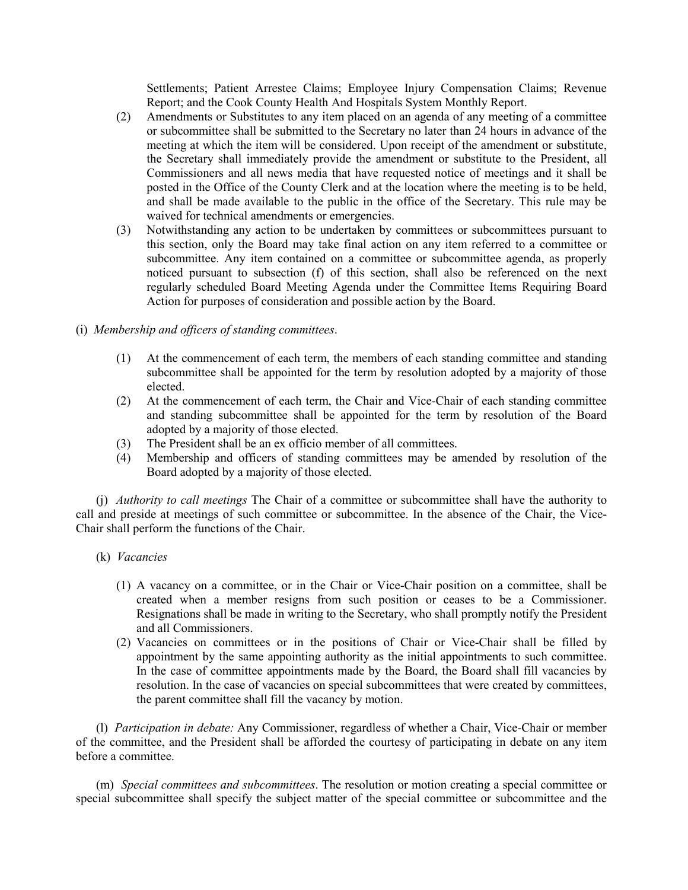Settlements; Patient Arrestee Claims; Employee Injury Compensation Claims; Revenue Report; and the Cook County Health And Hospitals System Monthly Report.

(2) Amendments or Substitutes to any item placed on an agenda of any meeting of a committee or subcommittee shall be submitted to the Secretary no later than 24 hours in advance of the meeting at which the item will be considered. Upon receipt of the amendment or substitute, the Secretary shall immediately provide the amendment or substitute to the President, all Commissioners and all news media that have requested notice of meetings and it shall be posted in the Office of the County Clerk and at the location where the meeting is to be held, and shall be made available to the public in the office of the Secretary. This rule may be waived for technical amendments or emergencies.

(3) Notwithstanding any action to be undertaken by committees or subcommittees pursuant to this section, only the Board may take final action on any item referred to a committee or subcommittee. Any item contained on a committee or subcommittee agenda, as properly noticed pursuant to subsection (f) of this section, shall also be referenced on the next regularly scheduled Board Meeting Agenda under the Committee Items Requiring Board Action for purposes of consideration and possible action by the Board.

(i) *Membership and officers of standing committees*.

(1) At the commencement of each term, the members of each standing committee and standing subcommittee shall be appointed for the term by resolution adopted by a majority of those elected.

(2) At the commencement of each term, the Chair and Vice-Chair of each standing committee and standing subcommittee shall be appointed for the term by resolution of the Board adopted by a majority of those elected.

(3) The President shall be an ex officio member of all committees.

(4) Membership and officers of standing committees may be amended by resolution of the Board adopted by a majority of those elected.

(j) *Authority to call meetings* The Chair of a committee or subcommittee shall have the authority to call and preside at meetings of such committee or subcommittee. In the absence of the Chair, the Vice-Chair shall perform the functions of the Chair.

(k) *Vacancies*

(1) A vacancy on a committee, or in the Chair or Vice-Chair position on a committee, shall be created when a member resigns from such position or ceases to be a Commissioner. Resignations shall be made in writing to the Secretary, who shall promptly notify the President and all Commissioners.

(2) Vacancies on committees or in the positions of Chair or Vice-Chair shall be filled by appointment by the same appointing authority as the initial appointments to such committee. In the case of committee appointments made by the Board, the Board shall fill vacancies by resolution. In the case of vacancies on special subcommittees that were created by committees, the parent committee shall fill the vacancy by motion.

(l) *Participation in debate:* Any Commissioner, regardless of whether a Chair, Vice-Chair or member of the committee, and the President shall be afforded the courtesy of participating in debate on any item before a committee.

(m) *Special committees and subcommittees*. The resolution or motion creating a special committee or special subcommittee shall specify the subject matter of the special committee or subcommittee and the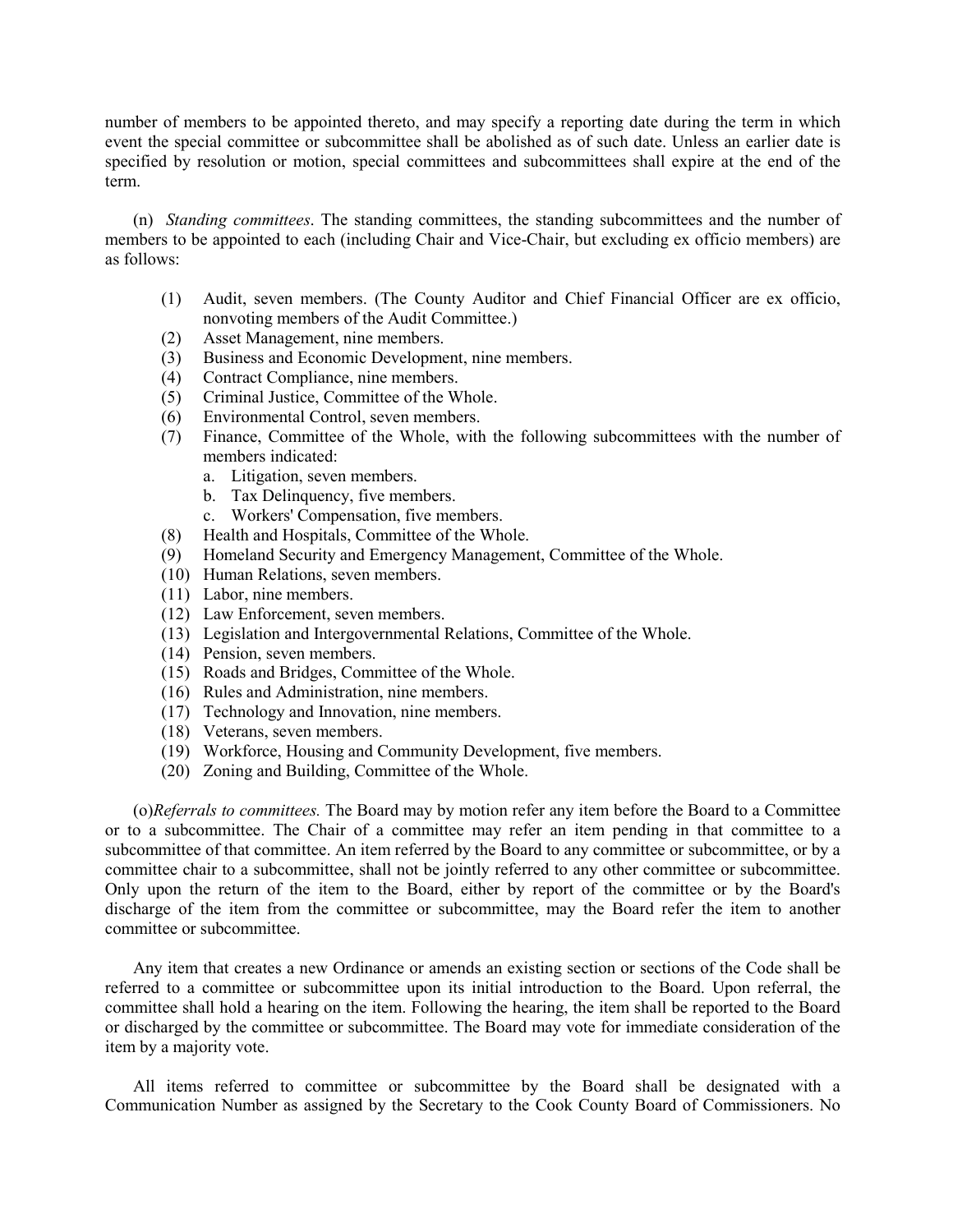number of members to be appointed thereto, and may specify a reporting date during the term in which event the special committee or subcommittee shall be abolished as of such date. Unless an earlier date is specified by resolution or motion, special committees and subcommittees shall expire at the end of the term.

(n) *Standing committees*. The standing committees, the standing subcommittees and the number of members to be appointed to each (including Chair and Vice-Chair, but excluding ex officio members) are as follows:

(1) Audit, seven members. (The County Auditor and Chief Financial Officer are ex officio, nonvoting members of the Audit Committee.)
(2) Asset Management, nine members.
(3) Business and Economic Development, nine members.
(4) Contract Compliance, nine members.
(5) Criminal Justice, Committee of the Whole.
(6) Environmental Control, seven members.
(7) Finance, Committee of the Whole, with the following subcommittees with the number of members indicated:
   a. Litigation, seven members.
   b. Tax Delinquency, five members.
   c. Workers' Compensation, five members.
(8) Health and Hospitals, Committee of the Whole.
(9) Homeland Security and Emergency Management, Committee of the Whole.
(10) Human Relations, seven members.
(11) Labor, nine members.
(12) Law Enforcement, seven members.
(13) Legislation and Intergovernmental Relations, Committee of the Whole.
(14) Pension, seven members.
(15) Roads and Bridges, Committee of the Whole.
(16) Rules and Administration, nine members.
(17) Technology and Innovation, nine members.
(18) Veterans, seven members.
(19) Workforce, Housing and Community Development, five members.
(20) Zoning and Building, Committee of the Whole.

(o)*Referrals to committees.* The Board may by motion refer any item before the Board to a Committee or to a subcommittee. The Chair of a committee may refer an item pending in that committee to a subcommittee of that committee. An item referred by the Board to any committee or subcommittee, or by a committee chair to a subcommittee, shall not be jointly referred to any other committee or subcommittee. Only upon the return of the item to the Board, either by report of the committee or by the Board's discharge of the item from the committee or subcommittee, may the Board refer the item to another committee or subcommittee.

Any item that creates a new Ordinance or amends an existing section or sections of the Code shall be referred to a committee or subcommittee upon its initial introduction to the Board. Upon referral, the committee shall hold a hearing on the item. Following the hearing, the item shall be reported to the Board or discharged by the committee or subcommittee. The Board may vote for immediate consideration of the item by a majority vote.

All items referred to committee or subcommittee by the Board shall be designated with a Communication Number as assigned by the Secretary to the Cook County Board of Commissioners. No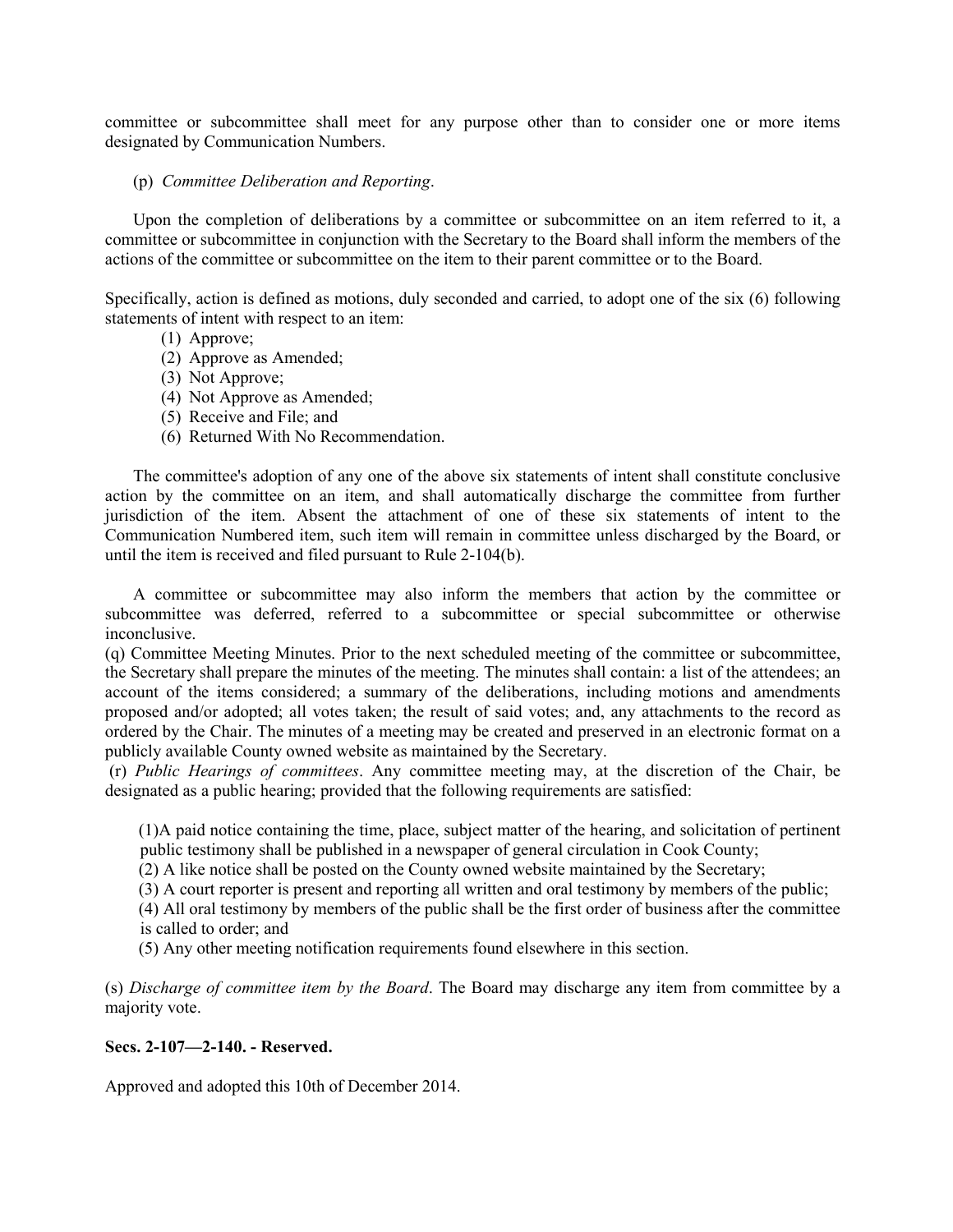committee or subcommittee shall meet for any purpose other than to consider one or more items designated by Communication Numbers.

(p) *Committee Deliberation and Reporting*.

Upon the completion of deliberations by a committee or subcommittee on an item referred to it, a committee or subcommittee in conjunction with the Secretary to the Board shall inform the members of the actions of the committee or subcommittee on the item to their parent committee or to the Board.

Specifically, action is defined as motions, duly seconded and carried, to adopt one of the six (6) following statements of intent with respect to an item:

(1) Approve;
(2) Approve as Amended;
(3) Not Approve;
(4) Not Approve as Amended;
(5) Receive and File; and
(6) Returned With No Recommendation.

The committee's adoption of any one of the above six statements of intent shall constitute conclusive action by the committee on an item, and shall automatically discharge the committee from further jurisdiction of the item. Absent the attachment of one of these six statements of intent to the Communication Numbered item, such item will remain in committee unless discharged by the Board, or until the item is received and filed pursuant to Rule 2-104(b).

A committee or subcommittee may also inform the members that action by the committee or subcommittee was deferred, referred to a subcommittee or special subcommittee or otherwise inconclusive.

(q) Committee Meeting Minutes. Prior to the next scheduled meeting of the committee or subcommittee, the Secretary shall prepare the minutes of the meeting. The minutes shall contain: a list of the attendees; an account of the items considered; a summary of the deliberations, including motions and amendments proposed and/or adopted; all votes taken; the result of said votes; and, any attachments to the record as ordered by the Chair. The minutes of a meeting may be created and preserved in an electronic format on a publicly available County owned website as maintained by the Secretary.

(r) *Public Hearings of committees*. Any committee meeting may, at the discretion of the Chair, be designated as a public hearing; provided that the following requirements are satisfied:

(1)A paid notice containing the time, place, subject matter of the hearing, and solicitation of pertinent public testimony shall be published in a newspaper of general circulation in Cook County;
(2) A like notice shall be posted on the County owned website maintained by the Secretary;
(3) A court reporter is present and reporting all written and oral testimony by members of the public;
(4) All oral testimony by members of the public shall be the first order of business after the committee is called to order; and
(5) Any other meeting notification requirements found elsewhere in this section.

(s) *Discharge of committee item by the Board*. The Board may discharge any item from committee by a majority vote.

**Secs. 2-107—2-140. - Reserved.**

Approved and adopted this 10th of December 2014.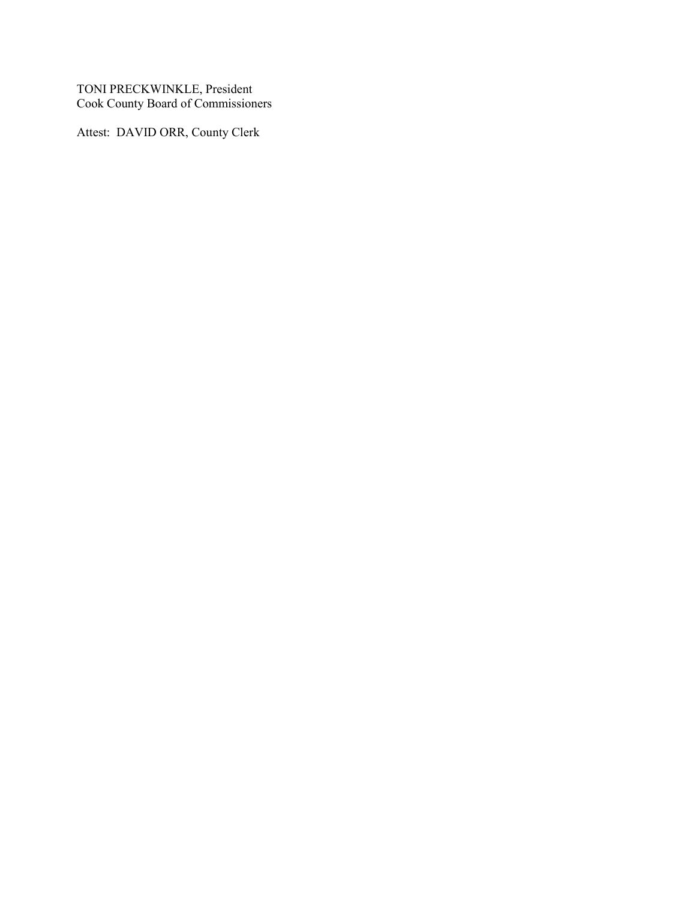TONI PRECKWINKLE, President
Cook County Board of Commissioners

Attest: DAVID ORR, County Clerk